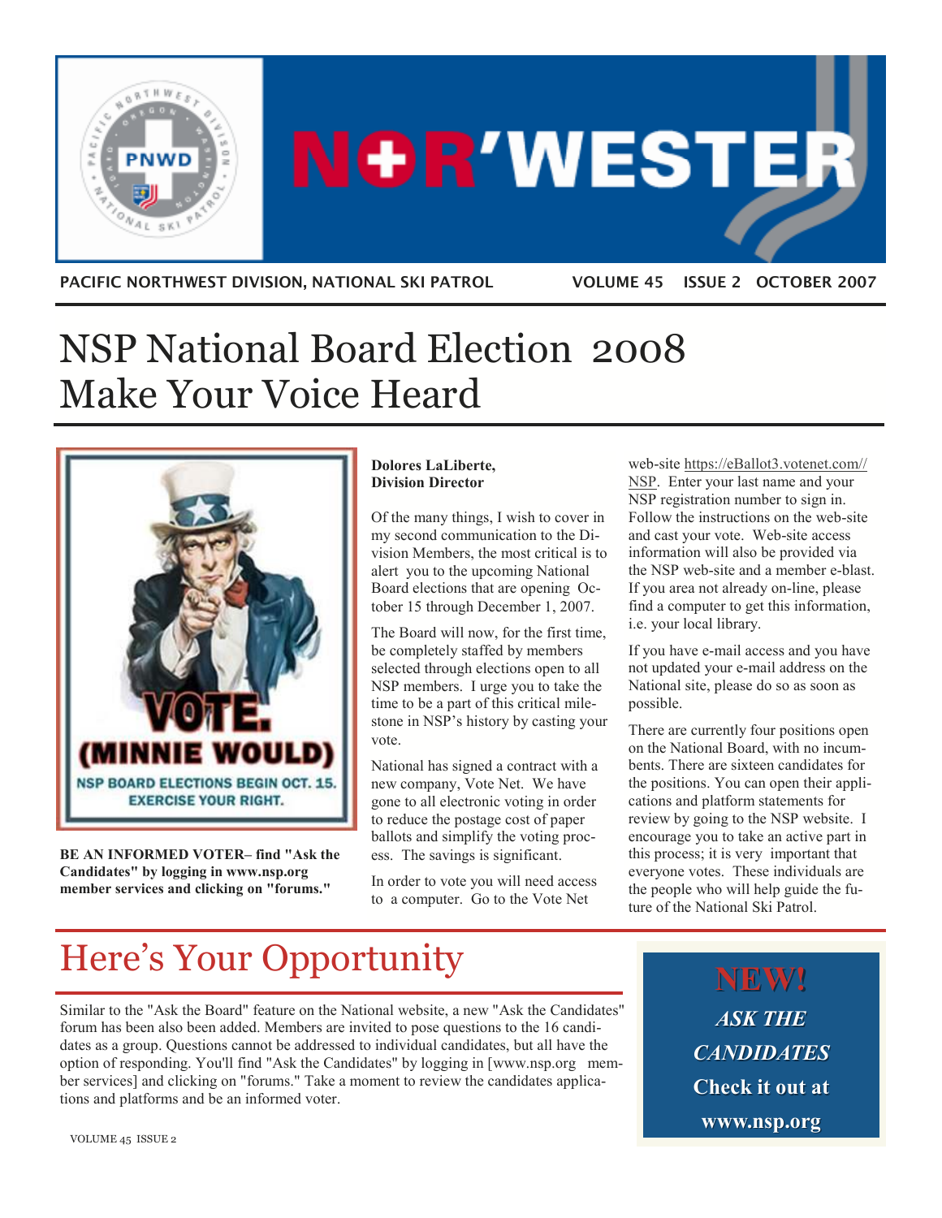# NOR'WESTER

PACIFIC NORTHWEST DIVISION, NATIONAL SKI PATROL VOLUME 45 ISSUE 2 OCTOBER 2007

# NSP National Board Election 2008 Make Your Voice Heard

VOTE. (MINNIE WOULD)

NSP BOARD ELECTIONS BEGIN OCT. 15. EXERCISE YOUR RIGHT.

**BE AN INFORMED VOTER– find "Ask the Candidates" by logging in www.nsp.org member services and clicking on "forums."**

**Dolores LaLiberte, Division Director**

Of the many things, I wish to cover in my second communication to the Division Members, the most critical is to alert you to the upcoming National Board elections that are opening October 15 through December 1, 2007.

The Board will now, for the first time, be completely staffed by members selected through elections open to all NSP members. I urge you to take the time to be a part of this critical milestone in NSP's history by casting your vote.

National has signed a contract with a new company, Vote Net. We have gone to all electronic voting in order to reduce the postage cost of paper ballots and simplify the voting process. The savings is significant.

In order to vote you will need access to a computer. Go to the Vote Net web-site https://eBallot3.votenet.com//NSP. Enter your last name and your NSP registration number to sign in. Follow the instructions on the web-site and cast your vote. Web-site access information will also be provided via the NSP web-site and a member e-blast. If you area not already on-line, please find a computer to get this information, i.e. your local library.

If you have e-mail access and you have not updated your e-mail address on the National site, please do so as soon as possible.

There are currently four positions open on the National Board, with no incumbents. There are sixteen candidates for the positions. You can open their applications and platform statements for review by going to the NSP website. I encourage you to take an active part in this process; it is very important that everyone votes. These individuals are the people who will help guide the future of the National Ski Patrol.

# Here's Your Opportunity

Similar to the "Ask the Board" feature on the National website, a new "Ask the Candidates" forum has been also been added. Members are invited to pose questions to the 16 candidates as a group. Questions cannot be addressed to individual candidates, but all have the option of responding. You'll find "Ask the Candidates" by logging in [www.nsp.org member services] and clicking on "forums." Take a moment to review the candidates applications and platforms and be an informed voter.

**NEW!**

***ASK THE CANDIDATES***

**Check it out at www.nsp.org**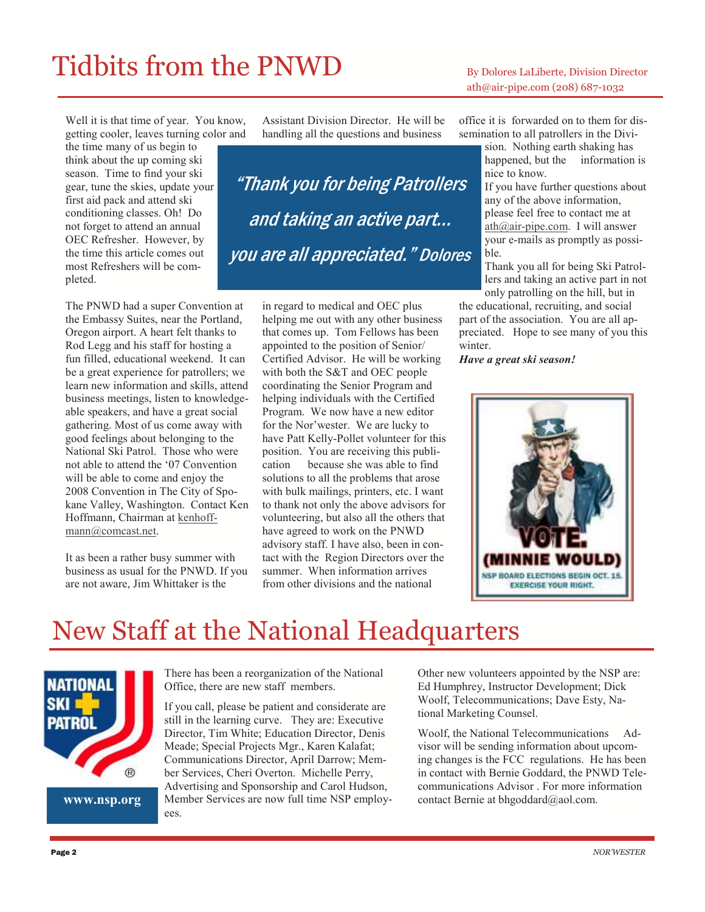# Tidbits from the PNWD

By Dolores LaLiberte, Division Director
ath@air-pipe.com (208) 687-1032

Well it is that time of year. You know, getting cooler, leaves turning color and the time many of us begin to think about the up coming ski season. Time to find your ski gear, tune the skies, update your first aid pack and attend ski conditioning classes. Oh! Do not forget to attend an annual OEC Refresher. However, by the time this article comes out most Refreshers will be completed.

The PNWD had a super Convention at the Embassy Suites, near the Portland, Oregon airport. A heart felt thanks to Rod Legg and his staff for hosting a fun filled, educational weekend. It can be a great experience for patrollers; we learn new information and skills, attend business meetings, listen to knowledgeable speakers, and have a great social gathering. Most of us come away with good feelings about belonging to the National Ski Patrol. Those who were not able to attend the '07 Convention will be able to come and enjoy the 2008 Convention in The City of Spokane Valley, Washington. Contact Ken Hoffmann, Chairman at kenhoffmann@comcast.net.

It as been a rather busy summer with business as usual for the PNWD. If you are not aware, Jim Whittaker is the Assistant Division Director. He will be handling all the questions and business in regard to medical and OEC plus helping me out with any other business that comes up. Tom Fellows has been appointed to the position of Senior/ Certified Advisor. He will be working with both the S&T and OEC people coordinating the Senior Program and helping individuals with the Certified Program. We now have a new editor for the Nor'wester. We are lucky to have Patt Kelly-Pollet volunteer for this position. You are receiving this publication because she was able to find solutions to all the problems that arose with bulk mailings, printers, etc. I want to thank not only the above advisors for volunteering, but also all the others that have agreed to work on the PNWD advisory staff. I have also, been in contact with the Region Directors over the summer. When information arrives from other divisions and the national office it is forwarded on to them for dissemination to all patrollers in the Division. Nothing earth shaking has happened, but the information is nice to know.

> *"Thank you for being Patrollers and taking an active part... you are all appreciated." Dolores*

If you have further questions about any of the above information, please feel free to contact me at ath@air-pipe.com. I will answer your e-mails as promptly as possible.

Thank you all for being Ski Patrollers and taking an active part in not only patrolling on the hill, but in the educational, recruiting, and social part of the association. You are all appreciated. Hope to see many of you this winter.

***Have a great ski season!***

VOTE. (MINNIE WOULD)
NSP BOARD ELECTIONS BEGIN OCT. 15. EXERCISE YOUR RIGHT.

# New Staff at the National Headquarters

www.nsp.org

There has been a reorganization of the National Office, there are new staff members.

If you call, please be patient and considerate are still in the learning curve. They are: Executive Director, Tim White; Education Director, Denis Meade; Special Projects Mgr., Karen Kalafat; Communications Director, April Darrow; Member Services, Cheri Overton. Michelle Perry, Advertising and Sponsorship and Carol Hudson, Member Services are now full time NSP employees.

Other new volunteers appointed by the NSP are: Ed Humphrey, Instructor Development; Dick Woolf, Telecommunications; Dave Esty, National Marketing Counsel.

Woolf, the National Telecommunications Advisor will be sending information about upcoming changes is the FCC regulations. He has been in contact with Bernie Goddard, the PNWD Telecommunications Advisor . For more information contact Bernie at bhgoddard@aol.com.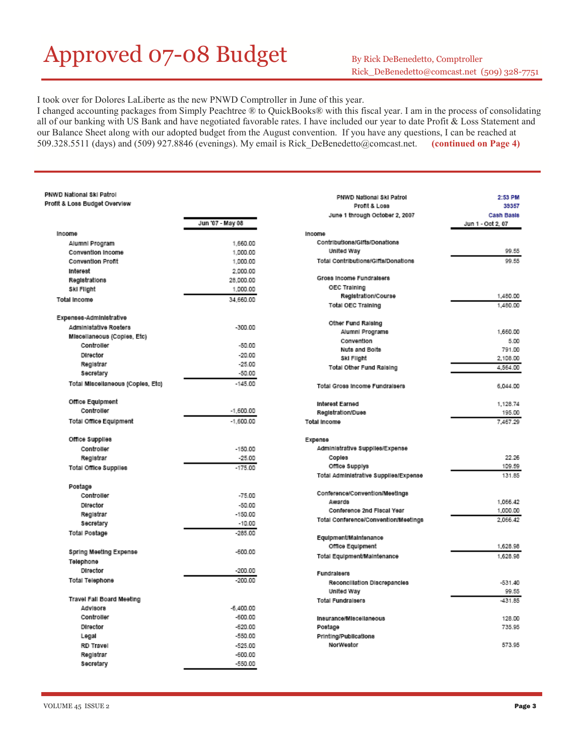# Approved 07-08 Budget

By Rick DeBenedetto, Comptroller
Rick_DeBenedetto@comcast.net (509) 328-7751

I took over for Dolores LaLiberte as the new PNWD Comptroller in June of this year.
I changed accounting packages from Simply Peachtree ® to QuickBooks® with this fiscal year. I am in the process of consolidating all of our banking with US Bank and have negotiated favorable rates. I have included our year to date Profit & Loss Statement and our Balance Sheet along with our adopted budget from the August convention. If you have any questions, I can be reached at 509.328.5511 (days) and (509) 927.8846 (evenings). My email is Rick_DeBenedetto@comcast.net. **(continued on Page 4)**

**PNWD National Ski Patrol**
**Profit & Loss Budget Overview**

| | Jun '07 - May 08 |
|---|---|
| **Income** | |
| Alumni Program | 1,660.00 |
| Convention Income | 1,000.00 |
| Convention Profit | 1,000.00 |
| Interest | 2,000.00 |
| Registrations | 28,000.00 |
| Ski Flight | 1,000.00 |
| **Total Income** | 34,660.00 |
| **Expenses-Administrative** | |
| Administative Rosters | -300.00 |
| Miscellaneous (Copies, Etc) | |
| Controller | -50.00 |
| Director | -20.00 |
| Registrar | -25.00 |
| Secretary | -50.00 |
| Total Miscellaneous (Copies, Etc) | -145.00 |
| Office Equipment | |
| Controller | -1,600.00 |
| Total Office Equipment | -1,600.00 |
| Office Supplies | |
| Controller | -150.00 |
| Registrar | -25.00 |
| Total Office Supplies | -175.00 |
| Postage | |
| Controller | -75.00 |
| Director | -50.00 |
| Registrar | -150.00 |
| Secretary | -10.00 |
| Total Postage | -285.00 |
| Spring Meeting Expense | -600.00 |
| Telephone | |
| Director | -200.00 |
| Total Telephone | -200.00 |
| Travel Fall Board Meeting | |
| Advisors | -6,400.00 |
| Controller | -600.00 |
| Director | -620.00 |
| Legal | -550.00 |
| RD Travel | -525.00 |
| Registrar | -600.00 |
| Secretary | -550.00 |

**PNWD National Ski Patrol**
**Profit & Loss**
**June 1 through October 2, 2007**

2:53 PM
39357
Cash Basis

| | Jun 1 - Oct 2, 07 |
|---|---|
| **Income** | |
| Contributions/Gifts/Donations | |
| United Way | 99.55 |
| Total Contributions/Gifts/Donations | 99.55 |
| Gross Income Fundraisers | |
| OEC Training | |
| Registration/Course | 1,480.00 |
| Total OEC Training | 1,480.00 |
| Other Fund Raising | |
| Alumni Programs | 1,660.00 |
| Convention | 5.00 |
| Nuts and Bolts | 791.00 |
| Ski Flight | 2,108.00 |
| Total Other Fund Raising | 4,564.00 |
| Total Gross Income Fundraisers | 6,044.00 |
| Interest Earned | 1,128.74 |
| Registration/Dues | 195.00 |
| **Total Income** | 7,467.29 |
| **Expense** | |
| Administrative Supplies/Expense | |
| Copies | 22.26 |
| Office Supplys | 109.59 |
| Total Administrative Supplies/Expense | 131.85 |
| Conference/Convention/Meetings | |
| Awards | 1,066.42 |
| Conference 2nd Fiscal Year | 1,000.00 |
| Total Conference/Convention/Meetings | 2,066.42 |
| Equipment/Maintenance | |
| Office Equipment | 1,628.96 |
| Total Equipment/Maintenance | 1,628.96 |
| Fundraisers | |
| Reconciliation Discrepancies | -531.40 |
| United Way | 99.55 |
| Total Fundraisers | -431.85 |
| Insurance/Miscellaneous | 128.00 |
| Postage | 735.95 |
| Printing/Publications | |
| NorWestor | 573.95 |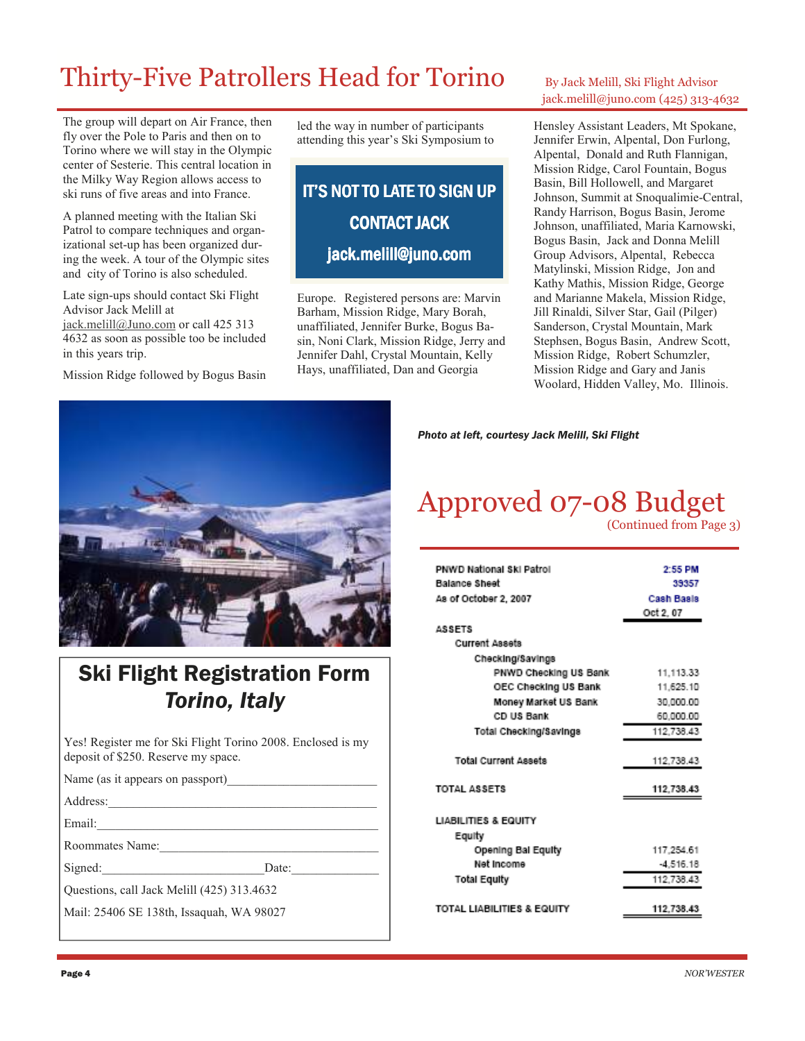# Thirty-Five Patrollers Head for Torino

By Jack Melill, Ski Flight Advisor
jack.melill@juno.com (425) 313-4632

The group will depart on Air France, then fly over the Pole to Paris and then on to Torino where we will stay in the Olympic center of Sesterie. This central location in the Milky Way Region allows access to ski runs of five areas and into France.

A planned meeting with the Italian Ski Patrol to compare techniques and organizational set-up has been organized during the week. A tour of the Olympic sites and city of Torino is also scheduled.

Late sign-ups should contact Ski Flight Advisor Jack Melill at jack.melill@Juno.com or call 425 313 4632 as soon as possible too be included in this years trip.

Mission Ridge followed by Bogus Basin led the way in number of participants attending this year's Ski Symposium to Europe. Registered persons are: Marvin Barham, Mission Ridge, Mary Borah, unaffiliated, Jennifer Burke, Bogus Basin, Noni Clark, Mission Ridge, Jerry and Jennifer Dahl, Crystal Mountain, Kelly Hays, unaffiliated, Dan and Georgia Hensley Assistant Leaders, Mt Spokane, Jennifer Erwin, Alpental, Don Furlong, Alpental, Donald and Ruth Flannigan, Mission Ridge, Carol Fountain, Bogus Basin, Bill Hollowell, and Margaret Johnson, Summit at Snoqualimie-Central, Randy Harrison, Bogus Basin, Jerome Johnson, unaffiliated, Maria Karnowski, Bogus Basin, Jack and Donna Melill Group Advisors, Alpental, Rebecca Matylinski, Mission Ridge, Jon and Kathy Mathis, Mission Ridge, George and Marianne Makela, Mission Ridge, Jill Rinaldi, Silver Star, Gail (Pilger) Sanderson, Crystal Mountain, Mark Stephsen, Bogus Basin, Andrew Scott, Mission Ridge, Robert Schumzler, Mission Ridge and Gary and Janis Woolard, Hidden Valley, Mo. Illinois.

**IT'S NOT TO LATE TO SIGN UP**
**CONTACT JACK**
**jack.melill@juno.com**

*Photo at left, courtesy Jack Melill, Ski Flight*

## Ski Flight Registration Form
## *Torino, Italy*

Yes! Register me for Ski Flight Torino 2008. Enclosed is my deposit of $250. Reserve my space.

Name (as it appears on passport)________________________

Address:___________________________________________

Email:_____________________________________________

Roommates Name:___________________________________

Signed:_________________________ Date:_____________

Questions, call Jack Melill (425) 313.4632

Mail: 25406 SE 138th, Issaquah, WA 98027

# Approved 07-08 Budget

(Continued from Page 3)

PNWD National Ski Patrol — 2:55 PM
Balance Sheet — 39357
As of October 2, 2007 — Cash Basis

| | Oct 2, 07 |
|---|---|
| **ASSETS** | |
| Current Assets | |
| Checking/Savings | |
| PNWD Checking US Bank | 11,113.33 |
| OEC Checking US Bank | 11,625.10 |
| Money Market US Bank | 30,000.00 |
| CD US Bank | 60,000.00 |
| Total Checking/Savings | 112,738.43 |
| Total Current Assets | 112,738.43 |
| **TOTAL ASSETS** | **112,738.43** |
| **LIABILITIES & EQUITY** | |
| Equity | |
| Opening Bal Equity | 117,254.61 |
| Net Income | -4,516.18 |
| Total Equity | 112,738.43 |
| **TOTAL LIABILITIES & EQUITY** | **112,738.43** |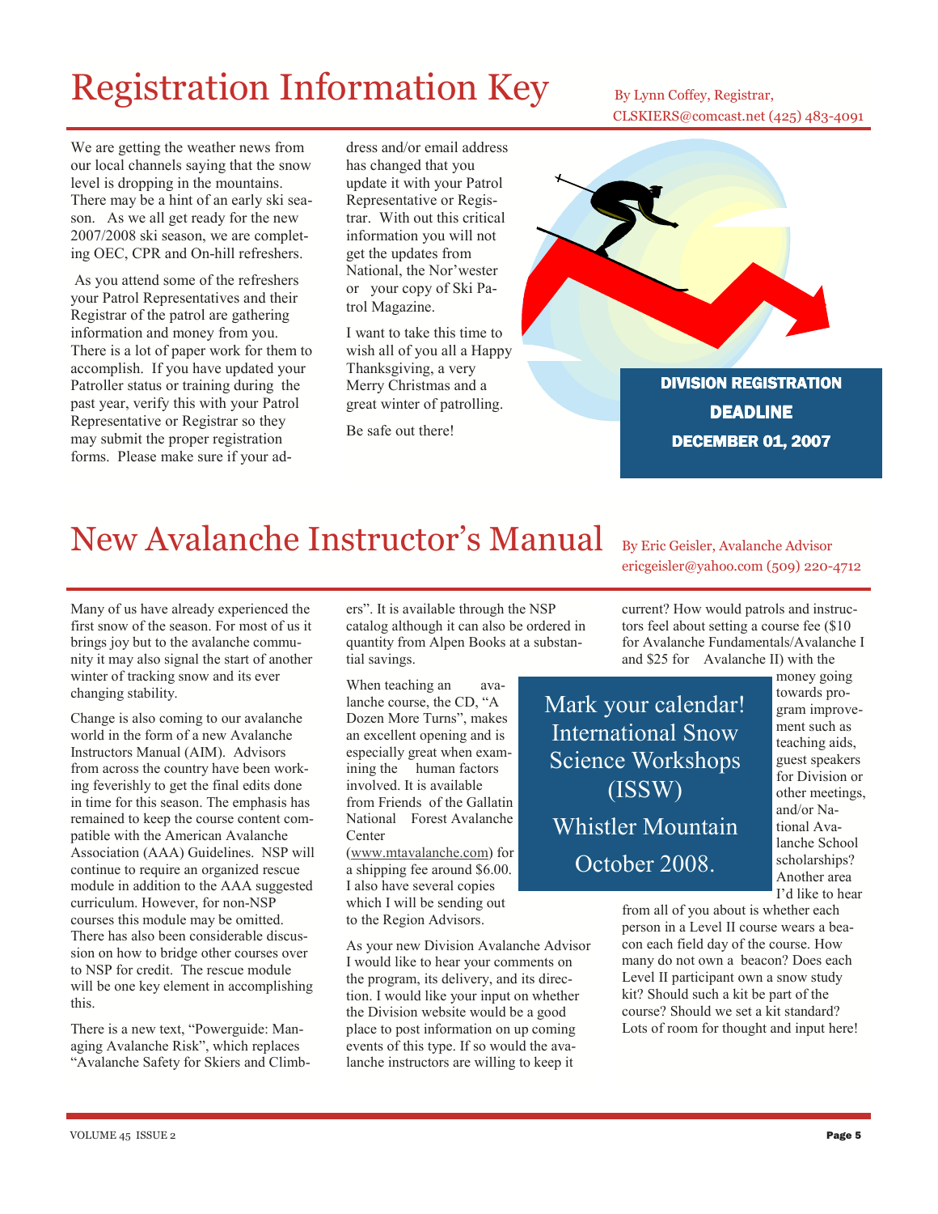# Registration Information Key

By Lynn Coffey, Registrar, CLSKIERS@comcast.net (425) 483-4091

We are getting the weather news from our local channels saying that the snow level is dropping in the mountains. There may be a hint of an early ski season. As we all get ready for the new 2007/2008 ski season, we are completing OEC, CPR and On-hill refreshers.

As you attend some of the refreshers your Patrol Representatives and their Registrar of the patrol are gathering information and money from you. There is a lot of paper work for them to accomplish. If you have updated your Patroller status or training during the past year, verify this with your Patrol Representative or Registrar so they may submit the proper registration forms. Please make sure if your address and/or email address has changed that you update it with your Patrol Representative or Registrar. With out this critical information you will not get the updates from National, the Nor'wester or your copy of Ski Patrol Magazine.

I want to take this time to wish all of you all a Happy Thanksgiving, a very Merry Christmas and a great winter of patrolling.

Be safe out there!

**DIVISION REGISTRATION DEADLINE DECEMBER 01, 2007**

# New Avalanche Instructor's Manual

By Eric Geisler, Avalanche Advisor ericgeisler@yahoo.com (509) 220-4712

Many of us have already experienced the first snow of the season. For most of us it brings joy but to the avalanche community it may also signal the start of another winter of tracking snow and its ever changing stability.

Change is also coming to our avalanche world in the form of a new Avalanche Instructors Manual (AIM). Advisors from across the country have been working feverishly to get the final edits done in time for this season. The emphasis has remained to keep the course content compatible with the American Avalanche Association (AAA) Guidelines. NSP will continue to require an organized rescue module in addition to the AAA suggested curriculum. However, for non-NSP courses this module may be omitted. There has also been considerable discussion on how to bridge other courses over to NSP for credit. The rescue module will be one key element in accomplishing this.

There is a new text, "Powerguide: Managing Avalanche Risk", which replaces "Avalanche Safety for Skiers and Climbers". It is available through the NSP catalog although it can also be ordered in quantity from Alpen Books at a substantial savings.

When teaching an avalanche course, the CD, "A Dozen More Turns", makes an excellent opening and is especially great when examining the human factors involved. It is available from Friends of the Gallatin National Forest Avalanche Center (www.mtavalanche.com) for a shipping fee around $6.00. I also have several copies which I will be sending out to the Region Advisors.

As your new Division Avalanche Advisor I would like to hear your comments on the program, its delivery, and its direction. I would like your input on whether the Division website would be a good place to post information on up coming events of this type. If so would the avalanche instructors are willing to keep it current? How would patrols and instructors feel about setting a course fee ($10 for Avalanche Fundamentals/Avalanche I and $25 for Avalanche II) with the money going towards program improvement such as teaching aids, guest speakers for Division or other meetings, and/or National Avalanche School scholarships? Another area I'd like to hear from all of you about is whether each person in a Level II course wears a beacon each field day of the course. How many do not own a beacon? Does each Level II participant own a snow study kit? Should such a kit be part of the course? Should we set a kit standard? Lots of room for thought and input here!

Mark your calendar! International Snow Science Workshops (ISSW) Whistler Mountain October 2008.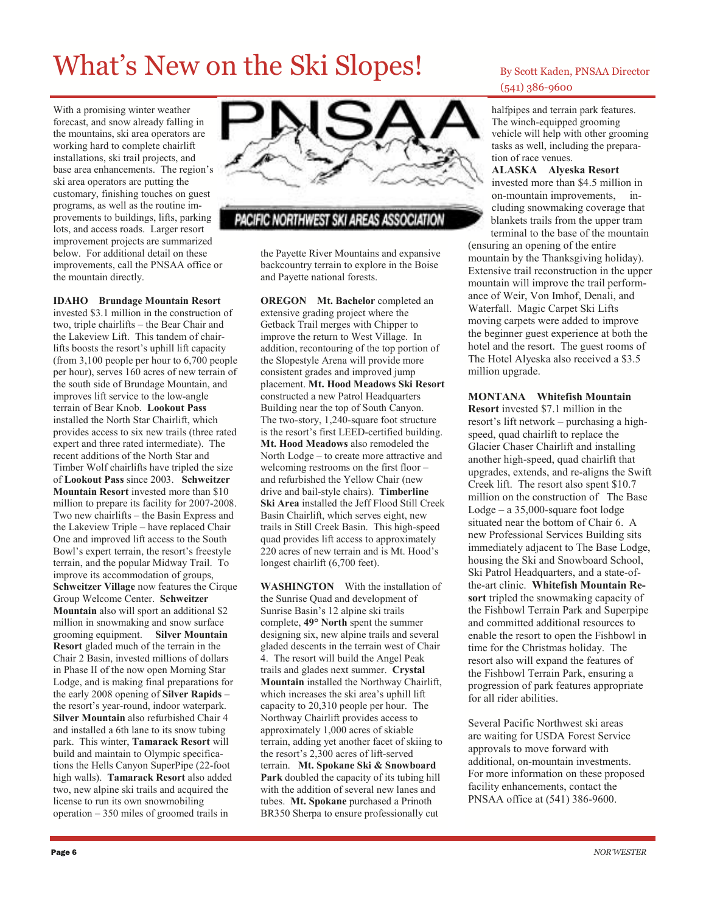# What's New on the Ski Slopes!

By Scott Kaden, PNSAA Director
(541) 386-9600

With a promising winter weather forecast, and snow already falling in the mountains, ski area operators are working hard to complete chairlift installations, ski trail projects, and base area enhancements. The region's ski area operators are putting the customary, finishing touches on guest programs, as well as the routine improvements to buildings, lifts, parking lots, and access roads. Larger resort improvement projects are summarized below. For additional detail on these improvements, call the PNSAA office or the mountain directly.

**IDAHO Brundage Mountain Resort** invested $3.1 million in the construction of two, triple chairlifts – the Bear Chair and the Lakeview Lift. This tandem of chairlifts boosts the resort's uphill lift capacity (from 3,100 people per hour to 6,700 people per hour), serves 160 acres of new terrain of the south side of Brundage Mountain, and improves lift service to the low-angle terrain of Bear Knob. **Lookout Pass** installed the North Star Chairlift, which provides access to six new trails (three rated expert and three rated intermediate). The recent additions of the North Star and Timber Wolf chairlifts have tripled the size of **Lookout Pass** since 2003. **Schweitzer Mountain Resort** invested more than $10 million to prepare its facility for 2007-2008. Two new chairlifts – the Basin Express and the Lakeview Triple – have replaced Chair One and improved lift access to the South Bowl's expert terrain, the resort's freestyle terrain, and the popular Midway Trail. To improve its accommodation of groups, **Schweitzer Village** now features the Cirque Group Welcome Center. **Schweitzer Mountain** also will sport an additional $2 million in snowmaking and snow surface grooming equipment. **Silver Mountain Resort** gladed much of the terrain in the Chair 2 Basin, invested millions of dollars in Phase II of the now open Morning Star Lodge, and is making final preparations for the early 2008 opening of **Silver Rapids** – the resort's year-round, indoor waterpark. **Silver Mountain** also refurbished Chair 4 and installed a 6th lane to its snow tubing park. This winter, **Tamarack Resort** will build and maintain to Olympic specifications the Hells Canyon SuperPipe (22-foot high walls). **Tamarack Resort** also added two, new alpine ski trails and acquired the license to run its own snowmobiling operation – 350 miles of groomed trails in the Payette River Mountains and expansive backcountry terrain to explore in the Boise and Payette national forests.

**OREGON Mt. Bachelor** completed an extensive grading project where the Getback Trail merges with Chipper to improve the return to West Village. In addition, recontouring of the top portion of the Slopestyle Arena will provide more consistent grades and improved jump placement. **Mt. Hood Meadows Ski Resort** constructed a new Patrol Headquarters Building near the top of South Canyon. The two-story, 1,240-square foot structure is the resort's first LEED-certified building. **Mt. Hood Meadows** also remodeled the North Lodge – to create more attractive and welcoming restrooms on the first floor – and refurbished the Yellow Chair (new drive and bail-style chairs). **Timberline Ski Area** installed the Jeff Flood Still Creek Basin Chairlift, which serves eight, new trails in Still Creek Basin. This high-speed quad provides lift access to approximately 220 acres of new terrain and is Mt. Hood's longest chairlift (6,700 feet).

**WASHINGTON** With the installation of the Sunrise Quad and development of Sunrise Basin's 12 alpine ski trails complete, **49° North** spent the summer designing six, new alpine trails and several gladed descents in the terrain west of Chair 4. The resort will build the Angel Peak trails and glades next summer. **Crystal Mountain** installed the Northway Chairlift, which increases the ski area's uphill lift capacity to 20,310 people per hour. The Northway Chairlift provides access to approximately 1,000 acres of skiable terrain, adding yet another facet of skiing to the resort's 2,300 acres of lift-served terrain. **Mt. Spokane Ski & Snowboard Park** doubled the capacity of its tubing hill with the addition of several new lanes and tubes. **Mt. Spokane** purchased a Prinoth BR350 Sherpa to ensure professionally cut halfpipes and terrain park features. The winch-equipped grooming vehicle will help with other grooming tasks as well, including the preparation of race venues.

**ALASKA Alyeska Resort** invested more than $4.5 million in on-mountain improvements, including snowmaking coverage that blankets trails from the upper tram terminal to the base of the mountain (ensuring an opening of the entire mountain by the Thanksgiving holiday). Extensive trail reconstruction in the upper mountain will improve the trail performance of Weir, Von Imhof, Denali, and Waterfall. Magic Carpet Ski Lifts moving carpets were added to improve the beginner guest experience at both the hotel and the resort. The guest rooms of The Hotel Alyeska also received a $3.5 million upgrade.

**MONTANA Whitefish Mountain Resort** invested $7.1 million in the resort's lift network – purchasing a high-speed, quad chairlift to replace the Glacier Chaser Chairlift and installing another high-speed, quad chairlift that upgrades, extends, and re-aligns the Swift Creek lift. The resort also spent $10.7 million on the construction of The Base Lodge – a 35,000-square foot lodge situated near the bottom of Chair 6. A new Professional Services Building sits immediately adjacent to The Base Lodge, housing the Ski and Snowboard School, Ski Patrol Headquarters, and a state-of-the-art clinic. **Whitefish Mountain Resort** tripled the snowmaking capacity of the Fishbowl Terrain Park and Superpipe and committed additional resources to enable the resort to open the Fishbowl in time for the Christmas holiday. The resort also will expand the features of the Fishbowl Terrain Park, ensuring a progression of park features appropriate for all rider abilities.

Several Pacific Northwest ski areas are waiting for USDA Forest Service approvals to move forward with additional, on-mountain investments. For more information on these proposed facility enhancements, contact the PNSAA office at (541) 386-9600.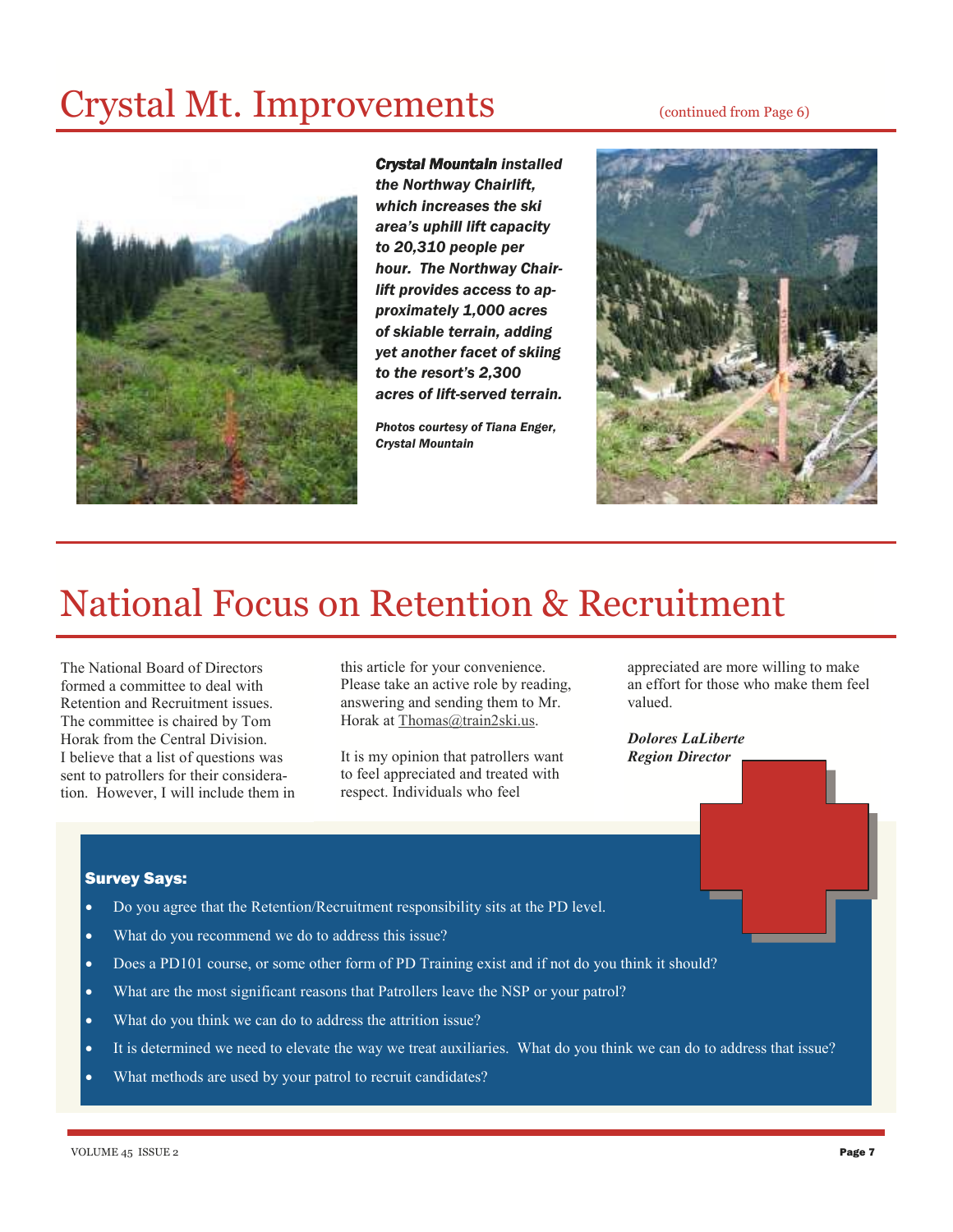# Crystal Mt. Improvements

(continued from Page 6)

***Crystal Mountain** installed the Northway Chairlift, which increases the ski area's uphill lift capacity to 20,310 people per hour. The Northway Chairlift provides access to approximately 1,000 acres of skiable terrain, adding yet another facet of skiing to the resort's 2,300 acres of lift-served terrain.*

***Photos courtesy of Tiana Enger, Crystal Mountain***

# National Focus on Retention & Recruitment

The National Board of Directors formed a committee to deal with Retention and Recruitment issues. The committee is chaired by Tom Horak from the Central Division. I believe that a list of questions was sent to patrollers for their consideration. However, I will include them in this article for your convenience. Please take an active role by reading, answering and sending them to Mr. Horak at Thomas@train2ski.us.

It is my opinion that patrollers want to feel appreciated and treated with respect. Individuals who feel appreciated are more willing to make an effort for those who make them feel valued.

***Dolores LaLiberte***
***Region Director***

**Survey Says:**

- Do you agree that the Retention/Recruitment responsibility sits at the PD level.
- What do you recommend we do to address this issue?
- Does a PD101 course, or some other form of PD Training exist and if not do you think it should?
- What are the most significant reasons that Patrollers leave the NSP or your patrol?
- What do you think we can do to address the attrition issue?
- It is determined we need to elevate the way we treat auxiliaries. What do you think we can do to address that issue?
- What methods are used by your patrol to recruit candidates?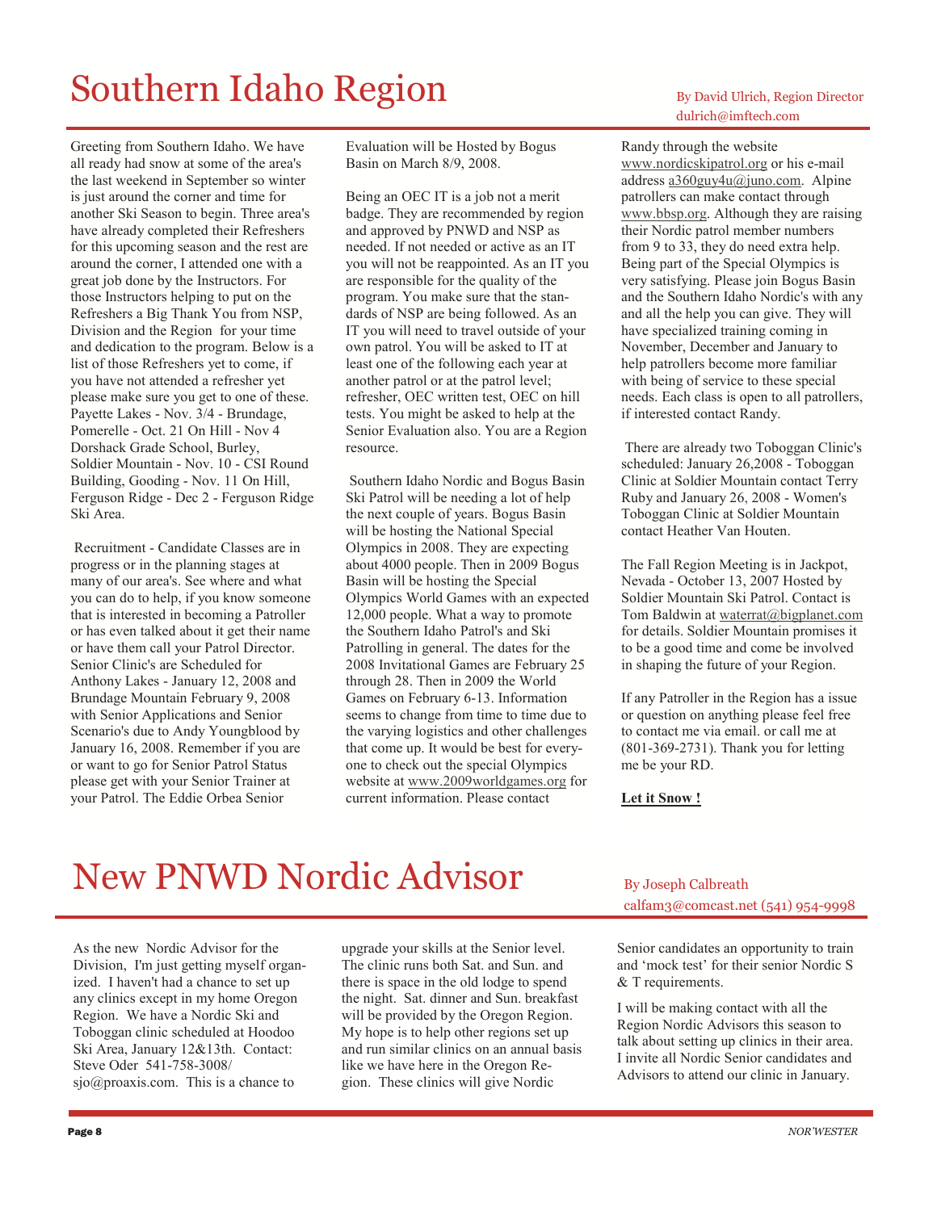# Southern Idaho Region

By David Ulrich, Region Director
dulrich@imftech.com

Greeting from Southern Idaho. We have all ready had snow at some of the area's the last weekend in September so winter is just around the corner and time for another Ski Season to begin. Three area's have already completed their Refreshers for this upcoming season and the rest are around the corner, I attended one with a great job done by the Instructors. For those Instructors helping to put on the Refreshers a Big Thank You from NSP, Division and the Region for your time and dedication to the program. Below is a list of those Refreshers yet to come, if you have not attended a refresher yet please make sure you get to one of these. Payette Lakes - Nov. 3/4 - Brundage, Pomerelle - Oct. 21 On Hill - Nov 4 Dorshack Grade School, Burley, Soldier Mountain - Nov. 10 - CSI Round Building, Gooding - Nov. 11 On Hill, Ferguson Ridge - Dec 2 - Ferguson Ridge Ski Area.

Recruitment - Candidate Classes are in progress or in the planning stages at many of our area's. See where and what you can do to help, if you know someone that is interested in becoming a Patroller or has even talked about it get their name or have them call your Patrol Director. Senior Clinic's are Scheduled for Anthony Lakes - January 12, 2008 and Brundage Mountain February 9, 2008 with Senior Applications and Senior Scenario's due to Andy Youngblood by January 16, 2008. Remember if you are or want to go for Senior Patrol Status please get with your Senior Trainer at your Patrol. The Eddie Orbea Senior Evaluation will be Hosted by Bogus Basin on March 8/9, 2008.

Being an OEC IT is a job not a merit badge. They are recommended by region and approved by PNWD and NSP as needed. If not needed or active as an IT you will not be reappointed. As an IT you are responsible for the quality of the program. You make sure that the standards of NSP are being followed. As an IT you will need to travel outside of your own patrol. You will be asked to IT at least one of the following each year at another patrol or at the patrol level; refresher, OEC written test, OEC on hill tests. You might be asked to help at the Senior Evaluation also. You are a Region resource.

Southern Idaho Nordic and Bogus Basin Ski Patrol will be needing a lot of help the next couple of years. Bogus Basin will be hosting the National Special Olympics in 2008. They are expecting about 4000 people. Then in 2009 Bogus Basin will be hosting the Special Olympics World Games with an expected 12,000 people. What a way to promote the Southern Idaho Patrol's and Ski Patrolling in general. The dates for the 2008 Invitational Games are February 25 through 28. Then in 2009 the World Games on February 6-13. Information seems to change from time to time due to the varying logistics and other challenges that come up. It would be best for everyone to check out the special Olympics website at www.2009worldgames.org for current information. Please contact Randy through the website www.nordicskipatrol.org or his e-mail address a360guy4u@juno.com. Alpine patrollers can make contact through www.bbsp.org. Although they are raising their Nordic patrol member numbers from 9 to 33, they do need extra help. Being part of the Special Olympics is very satisfying. Please join Bogus Basin and the Southern Idaho Nordic's with any and all the help you can give. They will have specialized training coming in November, December and January to help patrollers become more familiar with being of service to these special needs. Each class is open to all patrollers, if interested contact Randy.

There are already two Toboggan Clinic's scheduled: January 26,2008 - Toboggan Clinic at Soldier Mountain contact Terry Ruby and January 26, 2008 - Women's Toboggan Clinic at Soldier Mountain contact Heather Van Houten.

The Fall Region Meeting is in Jackpot, Nevada - October 13, 2007 Hosted by Soldier Mountain Ski Patrol. Contact is Tom Baldwin at waterrat@bigplanet.com for details. Soldier Mountain promises it to be a good time and come be involved in shaping the future of your Region.

If any Patroller in the Region has a issue or question on anything please feel free to contact me via email. or call me at (801-369-2731). Thank you for letting me be your RD.

**Let it Snow !**

# New PNWD Nordic Advisor

By Joseph Calbreath
calfam3@comcast.net (541) 954-9998

As the new Nordic Advisor for the Division, I'm just getting myself organized. I haven't had a chance to set up any clinics except in my home Oregon Region. We have a Nordic Ski and Toboggan clinic scheduled at Hoodoo Ski Area, January 12&13th. Contact: Steve Oder 541-758-3008/ sjo@proaxis.com. This is a chance to upgrade your skills at the Senior level. The clinic runs both Sat. and Sun. and there is space in the old lodge to spend the night. Sat. dinner and Sun. breakfast will be provided by the Oregon Region. My hope is to help other regions set up and run similar clinics on an annual basis like we have here in the Oregon Region. These clinics will give Nordic Senior candidates an opportunity to train and 'mock test' for their senior Nordic S & T requirements.

I will be making contact with all the Region Nordic Advisors this season to talk about setting up clinics in their area. I invite all Nordic Senior candidates and Advisors to attend our clinic in January.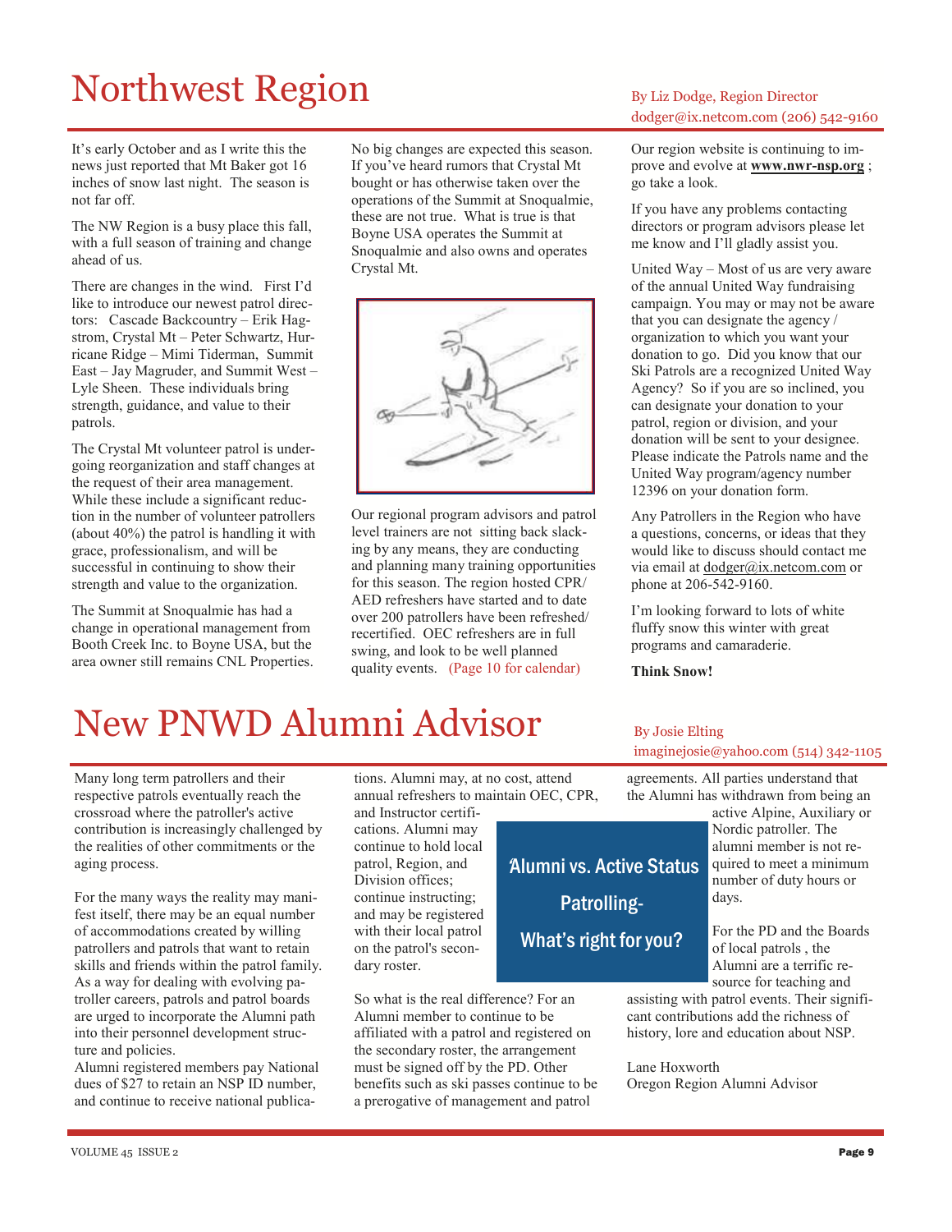# Northwest Region

By Liz Dodge, Region Director
dodger@ix.netcom.com (206) 542-9160

It's early October and as I write this the news just reported that Mt Baker got 16 inches of snow last night. The season is not far off.

The NW Region is a busy place this fall, with a full season of training and change ahead of us.

There are changes in the wind. First I'd like to introduce our newest patrol directors: Cascade Backcountry – Erik Hagstrom, Crystal Mt – Peter Schwartz, Hurricane Ridge – Mimi Tiderman, Summit East – Jay Magruder, and Summit West – Lyle Sheen. These individuals bring strength, guidance, and value to their patrols.

The Crystal Mt volunteer patrol is undergoing reorganization and staff changes at the request of their area management. While these include a significant reduction in the number of volunteer patrollers (about 40%) the patrol is handling it with grace, professionalism, and will be successful in continuing to show their strength and value to the organization.

The Summit at Snoqualmie has had a change in operational management from Booth Creek Inc. to Boyne USA, but the area owner still remains CNL Properties. No big changes are expected this season. If you've heard rumors that Crystal Mt bought or has otherwise taken over the operations of the Summit at Snoqualmie, these are not true. What is true is that Boyne USA operates the Summit at Snoqualmie and also owns and operates Crystal Mt.

Our regional program advisors and patrol level trainers are not sitting back slacking by any means, they are conducting and planning many training opportunities for this season. The region hosted CPR/AED refreshers have started and to date over 200 patrollers have been refreshed/recertified. OEC refreshers are in full swing, and look to be well planned quality events. (Page 10 for calendar)

Our region website is continuing to improve and evolve at **www.nwr-nsp.org** ; go take a look.

If you have any problems contacting directors or program advisors please let me know and I'll gladly assist you.

United Way – Most of us are very aware of the annual United Way fundraising campaign. You may or may not be aware that you can designate the agency / organization to which you want your donation to go. Did you know that our Ski Patrols are a recognized United Way Agency? So if you are so inclined, you can designate your donation to your patrol, region or division, and your donation will be sent to your designee. Please indicate the Patrols name and the United Way program/agency number 12396 on your donation form.

Any Patrollers in the Region who have a questions, concerns, or ideas that they would like to discuss should contact me via email at dodger@ix.netcom.com or phone at 206-542-9160.

I'm looking forward to lots of white fluffy snow this winter with great programs and camaraderie.

**Think Snow!**

# New PNWD Alumni Advisor

By Josie Elting
imaginejosie@yahoo.com (514) 342-1105

Many long term patrollers and their respective patrols eventually reach the crossroad where the patroller's active contribution is increasingly challenged by the realities of other commitments or the aging process.

For the many ways the reality may manifest itself, there may be an equal number of accommodations created by willing patrollers and patrols that want to retain skills and friends within the patrol family. As a way for dealing with evolving patroller careers, patrols and patrol boards are urged to incorporate the Alumni path into their personnel development structure and policies.

Alumni registered members pay National dues of $27 to retain an NSP ID number, and continue to receive national publications. Alumni may, at no cost, attend annual refreshers to maintain OEC, CPR, and Instructor certifications. Alumni may continue to hold local patrol, Region, and Division offices; continue instructing; and may be registered with their local patrol on the patrol's secondary roster.

**'Alumni vs. Active Status Patrolling- What's right for you?**

So what is the real difference? For an Alumni member to continue to be affiliated with a patrol and registered on the secondary roster, the arrangement must be signed off by the PD. Other benefits such as ski passes continue to be a prerogative of management and patrol agreements. All parties understand that the Alumni has withdrawn from being an active Alpine, Auxiliary or Nordic patroller. The alumni member is not required to meet a minimum number of duty hours or days.

For the PD and the Boards of local patrols , the Alumni are a terrific resource for teaching and assisting with patrol events. Their significant contributions add the richness of history, lore and education about NSP.

Lane Hoxworth
Oregon Region Alumni Advisor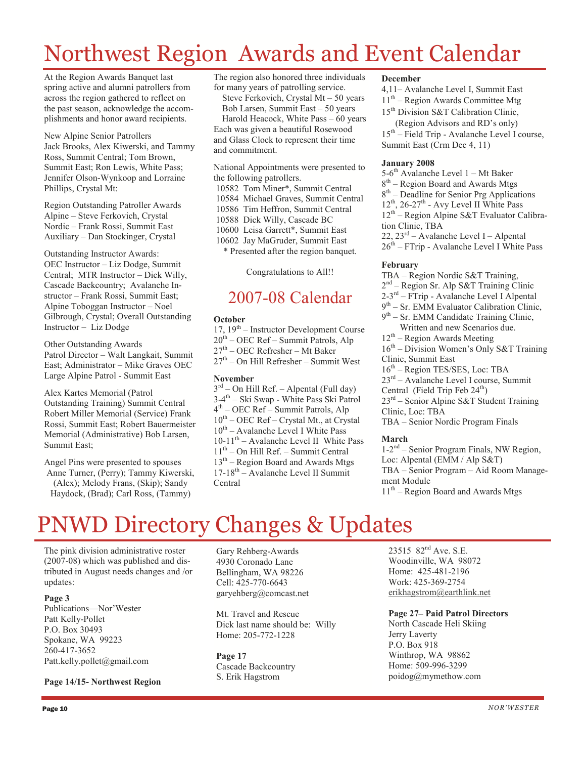# Northwest Region Awards and Event Calendar

At the Region Awards Banquet last spring active and alumni patrollers from across the region gathered to reflect on the past season, acknowledge the accomplishments and honor award recipients.

New Alpine Senior Patrollers
Jack Brooks, Alex Kiwerski, and Tammy Ross, Summit Central; Tom Brown, Summit East; Ron Lewis, White Pass; Jennifer Olson-Wynkoop and Lorraine Phillips, Crystal Mt:

Region Outstanding Patroller Awards
Alpine – Steve Ferkovich, Crystal
Nordic – Frank Rossi, Summit East
Auxiliary – Dan Stockinger, Crystal

Outstanding Instructor Awards:
OEC Instructor – Liz Dodge, Summit Central; MTR Instructor – Dick Willy, Cascade Backcountry; Avalanche Instructor – Frank Rossi, Summit East; Alpine Toboggan Instructor – Noel Gilbrough, Crystal; Overall Outstanding Instructor – Liz Dodge

Other Outstanding Awards
Patrol Director – Walt Langkait, Summit East; Administrator – Mike Graves OEC Large Alpine Patrol - Summit East

Alex Kartes Memorial (Patrol Outstanding Training) Summit Central Robert Miller Memorial (Service) Frank Rossi, Summit East; Robert Bauermeister Memorial (Administrative) Bob Larsen, Summit East;

Angel Pins were presented to spouses Anne Turner, (Perry); Tammy Kiwerski, (Alex); Melody Frans, (Skip); Sandy Haydock, (Brad); Carl Ross, (Tammy)

The region also honored three individuals for many years of patrolling service.

Steve Ferkovich, Crystal Mt – 50 years
Bob Larsen, Summit East – 50 years
Harold Heacock, White Pass – 60 years

Each was given a beautiful Rosewood and Glass Clock to represent their time and commitment.

National Appointments were presented to the following patrollers.

10582 Tom Miner*, Summit Central
10584 Michael Graves, Summit Central
10586 Tim Heffron, Summit Central
10588 Dick Willy, Cascade BC
10600 Leisa Garrett*, Summit East
10602 Jay MaGruder, Summit East
\* Presented after the region banquet.

Congratulations to All!!

## 2007-08 Calendar

**October**

17, 19th – Instructor Development Course
20th – OEC Ref – Summit Patrols, Alp
27th – OEC Refresher – Mt Baker
27th – On Hill Refresher – Summit West

**November**

3rd – On Hill Ref. – Alpental (Full day)
3-4th – Ski Swap - White Pass Ski Patrol
4th – OEC Ref – Summit Patrols, Alp
10th – OEC Ref – Crystal Mt., at Crystal
10th – Avalanche Level I White Pass
10-11th – Avalanche Level II White Pass
11th – On Hill Ref. – Summit Central
13th – Region Board and Awards Mtgs
17-18th – Avalanche Level II Summit Central

**December**

4,11– Avalanche Level I, Summit East
11th – Region Awards Committee Mtg
15th Division S&T Calibration Clinic, (Region Advisors and RD's only)
15th – Field Trip - Avalanche Level I course, Summit East (Crm Dec 4, 11)

**January 2008**

5-6th Avalanche Level 1 – Mt Baker
8th – Region Board and Awards Mtgs
8th – Deadline for Senior Prg Applications
12th, 26-27th - Avy Level II White Pass
12th – Region Alpine S&T Evaluator Calibration Clinic, TBA
22, 23rd – Avalanche Level I – Alpental
26th – FTrip - Avalanche Level I White Pass

**February**

TBA – Region Nordic S&T Training,
2nd – Region Sr. Alp S&T Training Clinic
2-3rd – FTrip - Avalanche Level I Alpental
9th – Sr. EMM Evaluator Calibration Clinic,
9th – Sr. EMM Candidate Training Clinic, Written and new Scenarios due.
12th – Region Awards Meeting
16th – Division Women's Only S&T Training Clinic, Summit East
16th – Region TES/SES, Loc: TBA
23rd – Avalanche Level I course, Summit Central (Field Trip Feb 24th)
23rd – Senior Alpine S&T Student Training Clinic, Loc: TBA
TBA – Senior Nordic Program Finals

**March**

1-2nd – Senior Program Finals, NW Region, Loc: Alpental (EMM / Alp S&T)
TBA – Senior Program – Aid Room Management Module
11th – Region Board and Awards Mtgs

# PNWD Directory Changes & Updates

The pink division administrative roster (2007-08) which was published and distributed in August needs changes and /or updates:

**Page 3**

Publications—Nor'Wester
Patt Kelly-Pollet
P.O. Box 30493
Spokane, WA 99223
260-417-3652
Patt.kelly.pollet@gmail.com

**Page 14/15- Northwest Region**

Gary Rehberg-Awards
4930 Coronado Lane
Bellingham, WA 98226
Cell: 425-770-6643
garyehberg@comcast.net

Mt. Travel and Rescue
Dick last name should be: Willy
Home: 205-772-1228

**Page 17**

Cascade Backcountry
S. Erik Hagstrom
23515 82nd Ave. S.E.
Woodinville, WA 98072
Home: 425-481-2196
Work: 425-369-2754
erikhagstrom@earthlink.net

**Page 27– Paid Patrol Directors**

North Cascade Heli Skiing
Jerry Laverty
P.O. Box 918
Winthrop, WA 98862
Home: 509-996-3299
poidog@mymethow.com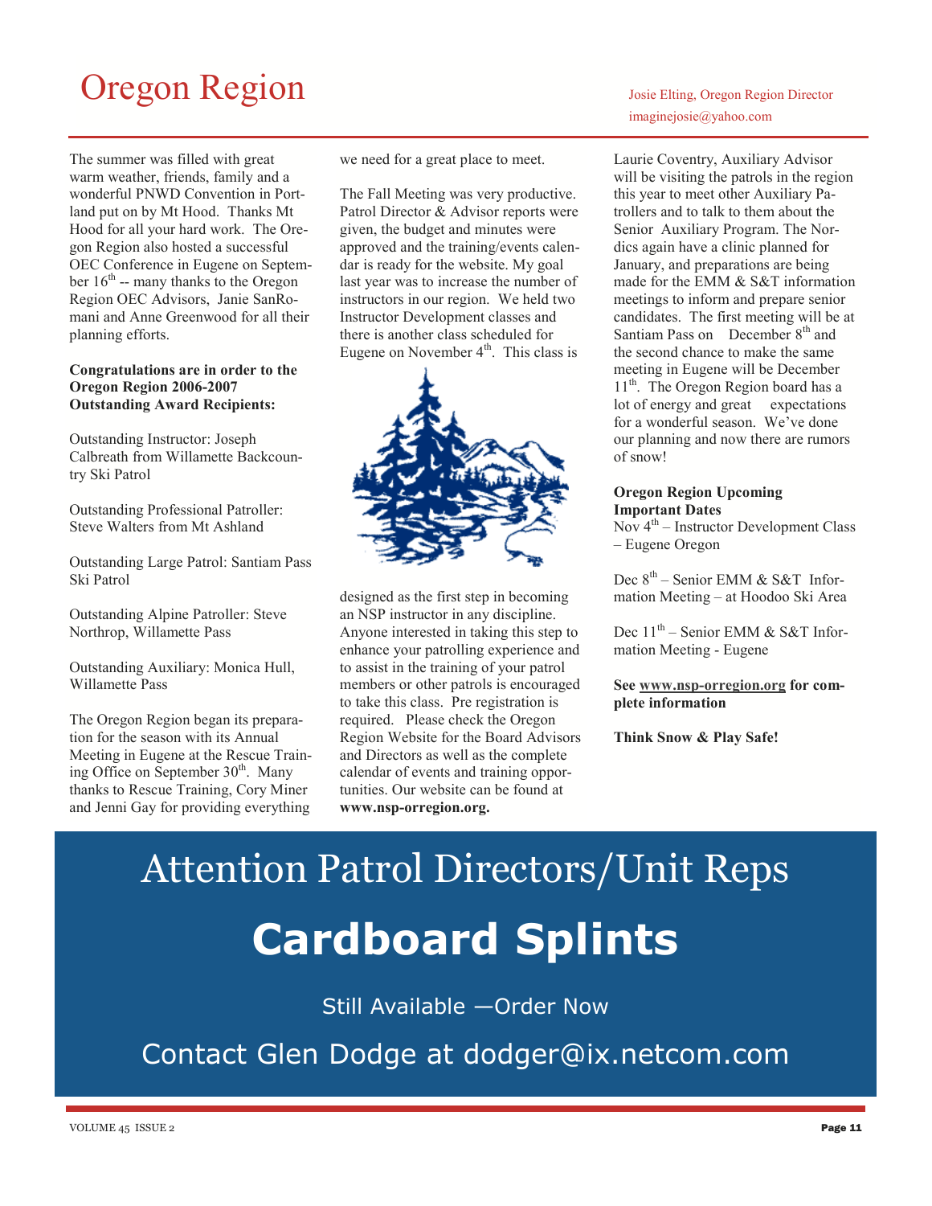# Oregon Region

Josie Elting, Oregon Region Director
imaginejosie@yahoo.com

The summer was filled with great warm weather, friends, family and a wonderful PNWD Convention in Portland put on by Mt Hood. Thanks Mt Hood for all your hard work. The Oregon Region also hosted a successful OEC Conference in Eugene on September 16th -- many thanks to the Oregon Region OEC Advisors, Janie SanRomani and Anne Greenwood for all their planning efforts.

**Congratulations are in order to the Oregon Region 2006-2007 Outstanding Award Recipients:**

Outstanding Instructor: Joseph Calbreath from Willamette Backcountry Ski Patrol

Outstanding Professional Patroller: Steve Walters from Mt Ashland

Outstanding Large Patrol: Santiam Pass Ski Patrol

Outstanding Alpine Patroller: Steve Northrop, Willamette Pass

Outstanding Auxiliary: Monica Hull, Willamette Pass

The Oregon Region began its preparation for the season with its Annual Meeting in Eugene at the Rescue Training Office on September 30th. Many thanks to Rescue Training, Cory Miner and Jenni Gay for providing everything we need for a great place to meet.

The Fall Meeting was very productive. Patrol Director & Advisor reports were given, the budget and minutes were approved and the training/events calendar is ready for the website. My goal last year was to increase the number of instructors in our region. We held two Instructor Development classes and there is another class scheduled for Eugene on November 4th. This class is designed as the first step in becoming an NSP instructor in any discipline. Anyone interested in taking this step to enhance your patrolling experience and to assist in the training of your patrol members or other patrols is encouraged to take this class. Pre registration is required. Please check the Oregon Region Website for the Board Advisors and Directors as well as the complete calendar of events and training opportunities. Our website can be found at **www.nsp-orregion.org.**

Laurie Coventry, Auxiliary Advisor will be visiting the patrols in the region this year to meet other Auxiliary Patrollers and to talk to them about the Senior Auxiliary Program. The Nordics again have a clinic planned for January, and preparations are being made for the EMM & S&T information meetings to inform and prepare senior candidates. The first meeting will be at Santiam Pass on December 8th and the second chance to make the same meeting in Eugene will be December 11th. The Oregon Region board has a lot of energy and great expectations for a wonderful season. We've done our planning and now there are rumors of snow!

**Oregon Region Upcoming Important Dates**

Nov 4th – Instructor Development Class – Eugene Oregon

Dec 8th – Senior EMM & S&T Information Meeting – at Hoodoo Ski Area

Dec 11th – Senior EMM & S&T Information Meeting - Eugene

**See www.nsp-orregion.org for complete information**

**Think Snow & Play Safe!**

---

Attention Patrol Directors/Unit Reps

# Cardboard Splints

Still Available —Order Now

Contact Glen Dodge at dodger@ix.netcom.com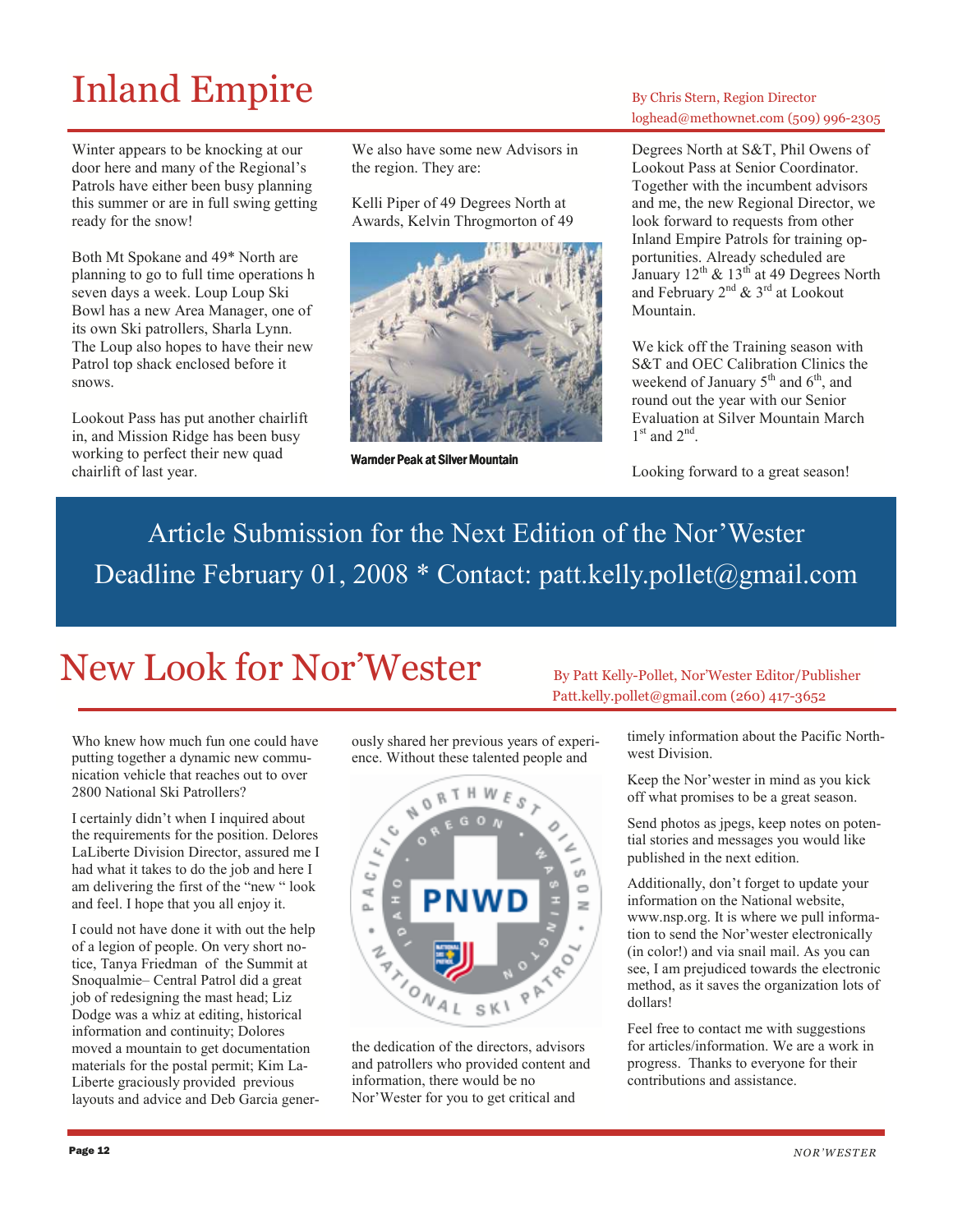# Inland Empire

By Chris Stern, Region Director
loghead@methownet.com (509) 996-2305

Winter appears to be knocking at our door here and many of the Regional's Patrols have either been busy planning this summer or are in full swing getting ready for the snow!

Both Mt Spokane and 49* North are planning to go to full time operations h seven days a week. Loup Loup Ski Bowl has a new Area Manager, one of its own Ski patrollers, Sharla Lynn. The Loup also hopes to have their new Patrol top shack enclosed before it snows.

Lookout Pass has put another chairlift in, and Mission Ridge has been busy working to perfect their new quad chairlift of last year.

We also have some new Advisors in the region. They are:

Kelli Piper of 49 Degrees North at Awards, Kelvin Throgmorton of 49 Degrees North at S&T, Phil Owens of Lookout Pass at Senior Coordinator. Together with the incumbent advisors and me, the new Regional Director, we look forward to requests from other Inland Empire Patrols for training opportunities. Already scheduled are January 12th & 13th at 49 Degrees North and February 2nd & 3rd at Lookout Mountain.

Warnder Peak at Silver Mountain

We kick off the Training season with S&T and OEC Calibration Clinics the weekend of January 5th and 6th, and round out the year with our Senior Evaluation at Silver Mountain March 1st and 2nd.

Looking forward to a great season!

**Article Submission for the Next Edition of the Nor'Wester**
**Deadline February 01, 2008 * Contact: patt.kelly.pollet@gmail.com**

# New Look for Nor'Wester

By Patt Kelly-Pollet, Nor'Wester Editor/Publisher
Patt.kelly.pollet@gmail.com (260) 417-3652

Who knew how much fun one could have putting together a dynamic new communication vehicle that reaches out to over 2800 National Ski Patrollers?

I certainly didn't when I inquired about the requirements for the position. Delores LaLiberte Division Director, assured me I had what it takes to do the job and here I am delivering the first of the "new " look and feel. I hope that you all enjoy it.

I could not have done it with out the help of a legion of people. On very short notice, Tanya Friedman of the Summit at Snoqualmie– Central Patrol did a great job of redesigning the mast head; Liz Dodge was a whiz at editing, historical information and continuity; Dolores moved a mountain to get documentation materials for the postal permit; Kim LaLiberte graciously provided previous layouts and advice and Deb Garcia generously shared her previous years of experience. Without these talented people and the dedication of the directors, advisors and patrollers who provided content and information, there would be no Nor'Wester for you to get critical and timely information about the Pacific Northwest Division.

Keep the Nor'wester in mind as you kick off what promises to be a great season.

Send photos as jpegs, keep notes on potential stories and messages you would like published in the next edition.

Additionally, don't forget to update your information on the National website, www.nsp.org. It is where we pull information to send the Nor'wester electronically (in color!) and via snail mail. As you can see, I am prejudiced towards the electronic method, as it saves the organization lots of dollars!

Feel free to contact me with suggestions for articles/information. We are a work in progress. Thanks to everyone for their contributions and assistance.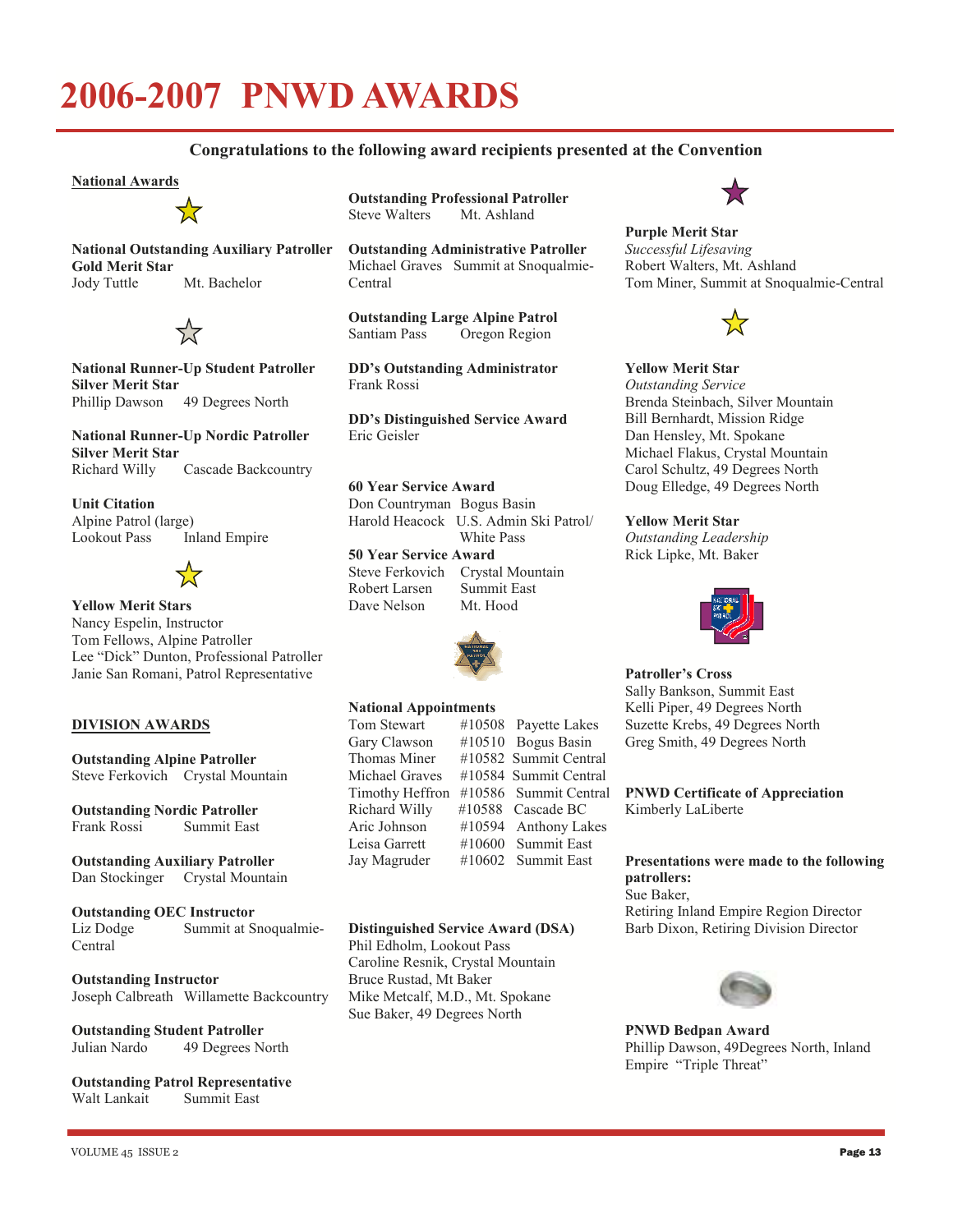# 2006-2007 PNWD AWARDS

**Congratulations to the following award recipients presented at the Convention**

## National Awards

**National Outstanding Auxiliary Patroller**
**Gold Merit Star**
Jody Tuttle Mt. Bachelor

**National Runner-Up Student Patroller**
**Silver Merit Star**
Phillip Dawson 49 Degrees North

**National Runner-Up Nordic Patroller**
**Silver Merit Star**
Richard Willy Cascade Backcountry

**Unit Citation**
Alpine Patrol (large)
Lookout Pass Inland Empire

**Yellow Merit Stars**
Nancy Espelin, Instructor
Tom Fellows, Alpine Patroller
Lee "Dick" Dunton, Professional Patroller
Janie San Romani, Patrol Representative

## DIVISION AWARDS

**Outstanding Alpine Patroller**
Steve Ferkovich Crystal Mountain

**Outstanding Nordic Patroller**
Frank Rossi Summit East

**Outstanding Auxiliary Patroller**
Dan Stockinger Crystal Mountain

**Outstanding OEC Instructor**
Liz Dodge Summit at Snoqualmie-Central

**Outstanding Instructor**
Joseph Calbreath Willamette Backcountry

**Outstanding Student Patroller**
Julian Nardo 49 Degrees North

**Outstanding Patrol Representative**
Walt Lankait Summit East

**Outstanding Professional Patroller**
Steve Walters Mt. Ashland

**Outstanding Administrative Patroller**
Michael Graves Summit at Snoqualmie-Central

**Outstanding Large Alpine Patrol**
Santiam Pass Oregon Region

**DD's Outstanding Administrator**
Frank Rossi

**DD's Distinguished Service Award**
Eric Geisler

**60 Year Service Award**
Don Countryman Bogus Basin
Harold Heacock U.S. Admin Ski Patrol/ White Pass

**50 Year Service Award**
Steve Ferkovich Crystal Mountain
Robert Larsen Summit East
Dave Nelson Mt. Hood

**National Appointments**

| | | |
|---|---|---|
| Tom Stewart | #10508 | Payette Lakes |
| Gary Clawson | #10510 | Bogus Basin |
| Thomas Miner | #10582 | Summit Central |
| Michael Graves | #10584 | Summit Central |
| Timothy Heffron | #10586 | Summit Central |
| Richard Willy | #10588 | Cascade BC |
| Aric Johnson | #10594 | Anthony Lakes |
| Leisa Garrett | #10600 | Summit East |
| Jay Magruder | #10602 | Summit East |

**Distinguished Service Award (DSA)**
Phil Edholm, Lookout Pass
Caroline Resnik, Crystal Mountain
Bruce Rustad, Mt Baker
Mike Metcalf, M.D., Mt. Spokane
Sue Baker, 49 Degrees North

**Purple Merit Star**
*Successful Lifesaving*
Robert Walters, Mt. Ashland
Tom Miner, Summit at Snoqualmie-Central

**Yellow Merit Star**
*Outstanding Service*
Brenda Steinbach, Silver Mountain
Bill Bernhardt, Mission Ridge
Dan Hensley, Mt. Spokane
Michael Flakus, Crystal Mountain
Carol Schultz, 49 Degrees North
Doug Elledge, 49 Degrees North

**Yellow Merit Star**
*Outstanding Leadership*
Rick Lipke, Mt. Baker

**Patroller's Cross**
Sally Bankson, Summit East
Kelli Piper, 49 Degrees North
Suzette Krebs, 49 Degrees North
Greg Smith, 49 Degrees North

**PNWD Certificate of Appreciation**
Kimberly LaLiberte

**Presentations were made to the following patrollers:**
Sue Baker,
Retiring Inland Empire Region Director
Barb Dixon, Retiring Division Director

**PNWD Bedpan Award**
Phillip Dawson, 49Degrees North, Inland Empire "Triple Threat"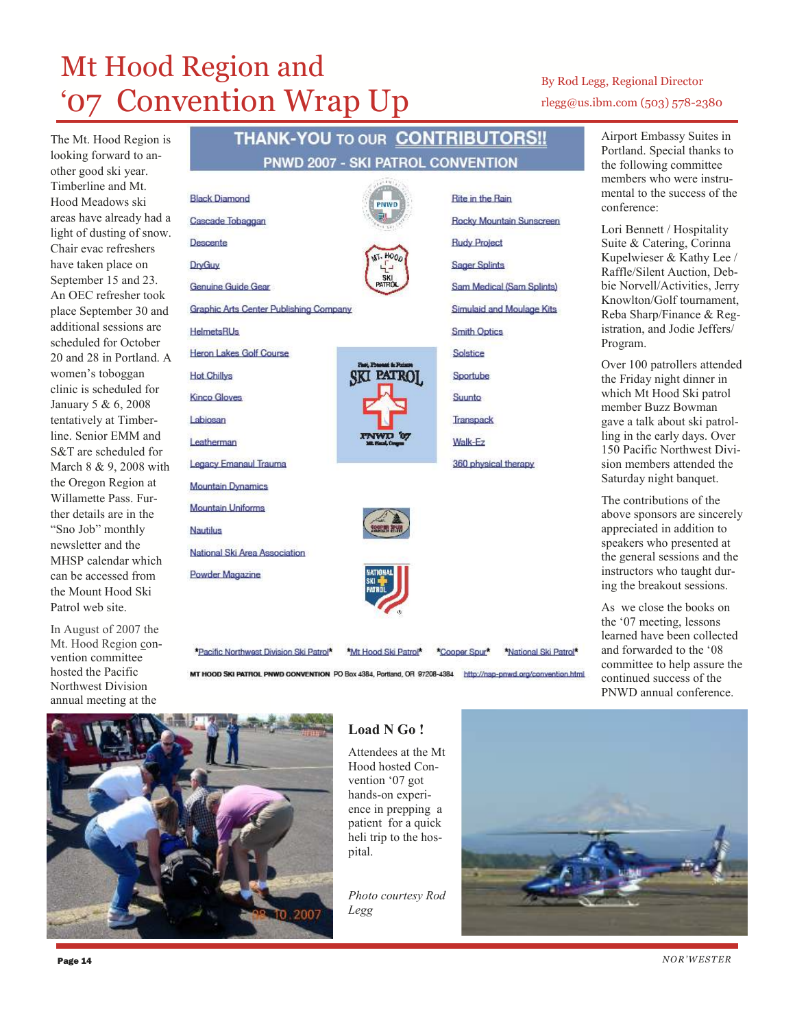# Mt Hood Region and '07 Convention Wrap Up

By Rod Legg, Regional Director
rlegg@us.ibm.com (503) 578-2380

The Mt. Hood Region is looking forward to another good ski year. Timberline and Mt. Hood Meadows ski areas have already had a light of dusting of snow. Chair evac refreshers have taken place on September 15 and 23. An OEC refresher took place September 30 and additional sessions are scheduled for October 20 and 28 in Portland. A women's toboggan clinic is scheduled for January 5 & 6, 2008 tentatively at Timberline. Senior EMM and S&T are scheduled for March 8 & 9, 2008 with the Oregon Region at Willamette Pass. Further details are in the "Sno Job" monthly newsletter and the MHSP calendar which can be accessed from the Mount Hood Ski Patrol web site.

In August of 2007 the Mt. Hood Region convention committee hosted the Pacific Northwest Division annual meeting at the Airport Embassy Suites in Portland. Special thanks to the following committee members who were instrumental to the success of the conference:

Lori Bennett / Hospitality Suite & Catering, Corinna Kupelwieser & Kathy Lee / Raffle/Silent Auction, Debbie Norvell/Activities, Jerry Knowlton/Golf tournament, Reba Sharp/Finance & Registration, and Jodie Jeffers/ Program.

Over 100 patrollers attended the Friday night dinner in which Mt Hood Ski patrol member Buzz Bowman gave a talk about ski patrolling in the early days. Over 150 Pacific Northwest Division members attended the Saturday night banquet.

The contributions of the above sponsors are sincerely appreciated in addition to speakers who presented at the general sessions and the instructors who taught during the breakout sessions.

As we close the books on the '07 meeting, lessons learned have been collected and forwarded to the '08 committee to help assure the continued success of the PNWD annual conference.

## THANK-YOU TO OUR CONTRIBUTORS!!
### PNWD 2007 - SKI PATROL CONVENTION

- Black Diamond
- Cascade Tobaggan
- Descente
- DryGuy
- Genuine Guide Gear
- Graphic Arts Center Publishing Company
- HelmetsRUs
- Heron Lakes Golf Course
- Hot Chillys
- Kinco Gloves
- Labiosan
- Leatherman
- Legacy Emanaul Trauma
- Mountain Dynamics
- Mountain Uniforms
- Nautilus
- National Ski Area Association
- Powder Magazine
- Rite in the Rain
- Rocky Mountain Sunscreen
- Rudy Project
- Sager Splints
- Sam Medical (Sam Splints)
- Simulaid and Moulage Kits
- Smith Optics
- Solstice
- Sportube
- Suunto
- Transpack
- Walk-Ez
- 360 physical therapy

*Pacific Northwest Division Ski Patrol* *Mt Hood Ski Patrol* *Cooper Spur* *National Ski Patrol*

MT HOOD SKI PATROL PNWD CONVENTION PO Box 4384, Portland, OR 97208-4384 http://nsp-pnwd.org/convention.html

### Load N Go !

Attendees at the Mt Hood hosted Convention '07 got hands-on experience in prepping a patient for a quick heli trip to the hospital.

*Photo courtesy Rod Legg*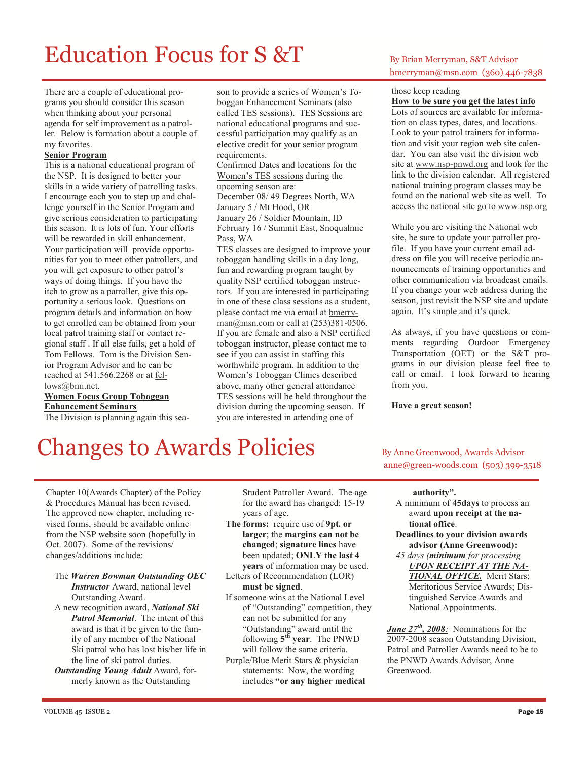# Education Focus for S &T

By Brian Merryman, S&T Advisor
bmerryman@msn.com (360) 446-7838

There are a couple of educational programs you should consider this season when thinking about your personal agenda for self improvement as a patroller. Below is formation about a couple of my favorites.

**Senior Program**

This is a national educational program of the NSP. It is designed to better your skills in a wide variety of patrolling tasks. I encourage each you to step up and challenge yourself in the Senior Program and give serious consideration to participating this season. It is lots of fun. Your efforts will be rewarded in skill enhancement. Your participation will provide opportunities for you to meet other patrollers, and you will get exposure to other patrol's ways of doing things. If you have the itch to grow as a patroller, give this opportunity a serious look. Questions on program details and information on how to get enrolled can be obtained from your local patrol training staff or contact regional staff . If all else fails, get a hold of Tom Fellows. Tom is the Division Senior Program Advisor and he can be reached at 541.566.2268 or at fellows@bmi.net.

**Women Focus Group Toboggan Enhancement Seminars**

The Division is planning again this season to provide a series of Women's Toboggan Enhancement Seminars (also called TES sessions). TES Sessions are national educational programs and successful participation may qualify as an elective credit for your senior program requirements.

Confirmed Dates and locations for the Women's TES sessions during the upcoming season are:

December 08/ 49 Degrees North, WA
January 5 / Mt Hood, OR
January 26 / Soldier Mountain, ID
February 16 / Summit East, Snoqualmie Pass, WA

TES classes are designed to improve your toboggan handling skills in a day long, fun and rewarding program taught by quality NSP certified toboggan instructors. If you are interested in participating in one of these class sessions as a student, please contact me via email at bmerryman@msn.com or call at (253)381-0506. If you are female and also a NSP certified toboggan instructor, please contact me to see if you can assist in staffing this worthwhile program. In addition to the Women's Toboggan Clinics described above, many other general attendance TES sessions will be held throughout the division during the upcoming season. If you are interested in attending one of those keep reading

**How to be sure you get the latest info**

Lots of sources are available for information on class types, dates, and locations. Look to your patrol trainers for information and visit your region web site calendar. You can also visit the division web site at www.nsp-pnwd.org and look for the link to the division calendar. All registered national training program classes may be found on the national web site as well. To access the national site go to www.nsp.org

While you are visiting the National web site, be sure to update your patroller profile. If you have your current email address on file you will receive periodic announcements of training opportunities and other communication via broadcast emails. If you change your web address during the season, just revisit the NSP site and update again. It's simple and it's quick.

As always, if you have questions or comments regarding Outdoor Emergency Transportation (OET) or the S&T programs in our division please feel free to call or email. I look forward to hearing from you.

**Have a great season!**

# Changes to Awards Policies

By Anne Greenwood, Awards Advisor
anne@green-woods.com (503) 399-3518

Chapter 10(Awards Chapter) of the Policy & Procedures Manual has been revised. The approved new chapter, including revised forms, should be available online from the NSP website soon (hopefully in Oct. 2007). Some of the revisions/ changes/additions include:

- The ***Warren Bowman Outstanding OEC Instructor*** Award, national level Outstanding Award.
- A new recognition award, ***National Ski Patrol Memorial***. The intent of this award is that it be given to the family of any member of the National Ski patrol who has lost his/her life in the line of ski patrol duties.
- ***Outstanding Young Adult*** Award, formerly known as the Outstanding Student Patroller Award. The age for the award has changed: 15-19 years of age.
- **The forms:** require use of **9pt. or larger**; the **margins can not be changed**; **signature lines** have been updated; **ONLY the last 4 years** of information may be used.
- Letters of Recommendation (LOR) **must be signed**.
- If someone wins at the National Level of "Outstanding" competition, they can not be submitted for any "Outstanding" award until the following **5th year**. The PNWD will follow the same criteria.
- Purple/Blue Merit Stars & physician statements: Now, the wording includes **"or any higher medical authority"**.
- A minimum of **45days** to process an award **upon receipt at the national office**.
- **Deadlines to your division awards advisor (Anne Greenwood):**
- *45 days (**minimum** for processing **UPON RECEIPT AT THE NATIONAL OFFICE.***) Merit Stars; Meritorious Service Awards; Distinguished Service Awards and National Appointments.

***June 27th, 2008**:* Nominations for the 2007-2008 season Outstanding Division, Patrol and Patroller Awards need to be to the PNWD Awards Advisor, Anne Greenwood.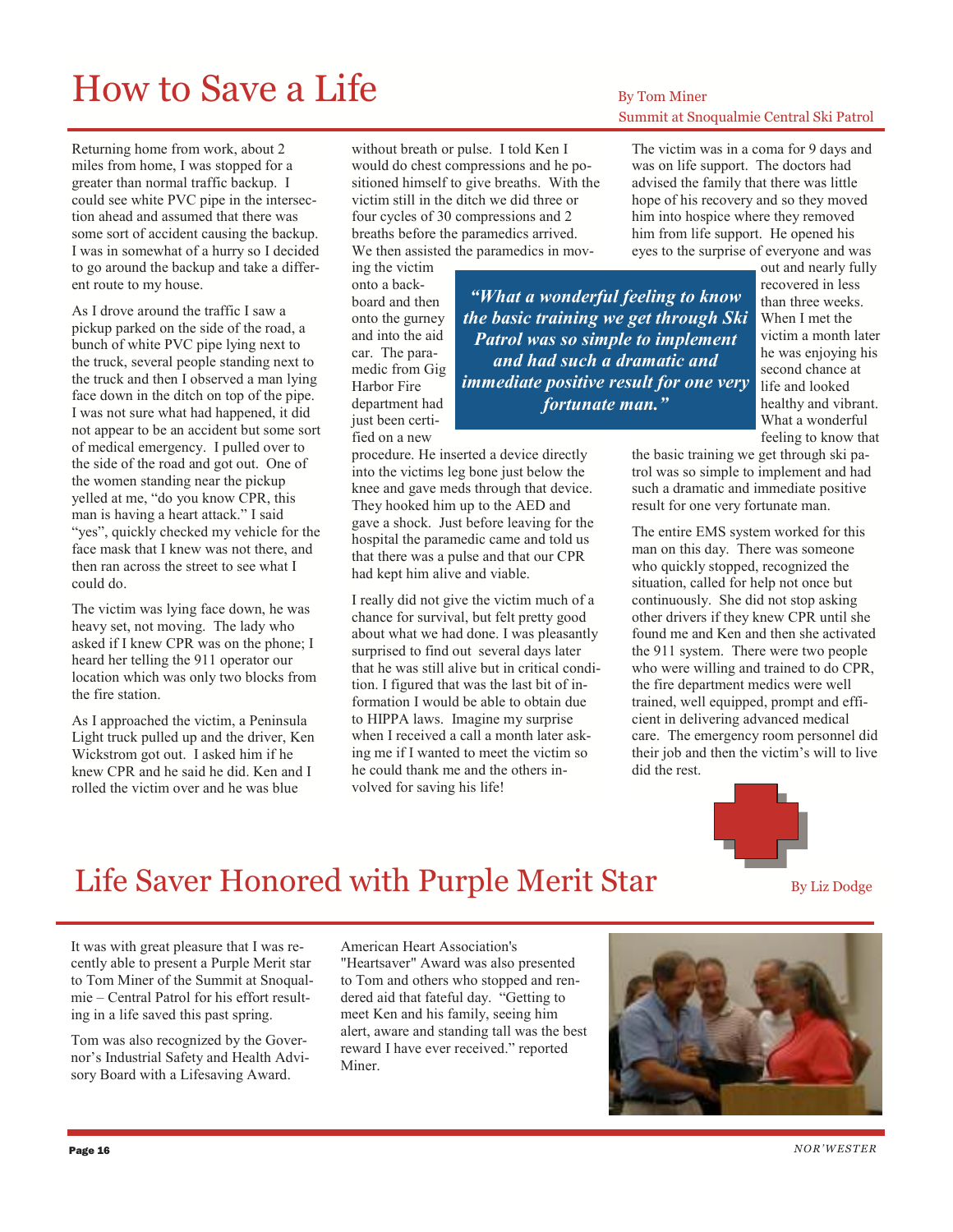# How to Save a Life

By Tom Miner
Summit at Snoqualmie Central Ski Patrol

Returning home from work, about 2 miles from home, I was stopped for a greater than normal traffic backup. I could see white PVC pipe in the intersection ahead and assumed that there was some sort of accident causing the backup. I was in somewhat of a hurry so I decided to go around the backup and take a different route to my house.

As I drove around the traffic I saw a pickup parked on the side of the road, a bunch of white PVC pipe lying next to the truck, several people standing next to the truck and then I observed a man lying face down in the ditch on top of the pipe. I was not sure what had happened, it did not appear to be an accident but some sort of medical emergency. I pulled over to the side of the road and got out. One of the women standing near the pickup yelled at me, "do you know CPR, this man is having a heart attack." I said "yes", quickly checked my vehicle for the face mask that I knew was not there, and then ran across the street to see what I could do.

The victim was lying face down, he was heavy set, not moving. The lady who asked if I knew CPR was on the phone; I heard her telling the 911 operator our location which was only two blocks from the fire station.

As I approached the victim, a Peninsula Light truck pulled up and the driver, Ken Wickstrom got out. I asked him if he knew CPR and he said he did. Ken and I rolled the victim over and he was blue without breath or pulse. I told Ken I would do chest compressions and he positioned himself to give breaths. With the victim still in the ditch we did three or four cycles of 30 compressions and 2 breaths before the paramedics arrived. We then assisted the paramedics in moving the victim onto a backboard and then onto the gurney and into the aid car. The paramedic from Gig Harbor Fire department had just been certified on a new procedure. He inserted a device directly into the victims leg bone just below the knee and gave meds through that device. They hooked him up to the AED and gave a shock. Just before leaving for the hospital the paramedic came and told us that there was a pulse and that our CPR had kept him alive and viable.

> ***"What a wonderful feeling to know the basic training we get through Ski Patrol was so simple to implement and had such a dramatic and immediate positive result for one very fortunate man."***

I really did not give the victim much of a chance for survival, but felt pretty good about what we had done. I was pleasantly surprised to find out several days later that he was still alive but in critical condition. I figured that was the last bit of information I would be able to obtain due to HIPPA laws. Imagine my surprise when I received a call a month later asking me if I wanted to meet the victim so he could thank me and the others involved for saving his life!

The victim was in a coma for 9 days and was on life support. The doctors had advised the family that there was little hope of his recovery and so they moved him into hospice where they removed him from life support. He opened his eyes to the surprise of everyone and was out and nearly fully recovered in less than three weeks. When I met the victim a month later he was enjoying his second chance at life and looked healthy and vibrant. What a wonderful feeling to know that the basic training we get through ski patrol was so simple to implement and had such a dramatic and immediate positive result for one very fortunate man.

The entire EMS system worked for this man on this day. There was someone who quickly stopped, recognized the situation, called for help not once but continuously. She did not stop asking other drivers if they knew CPR until she found me and Ken and then she activated the 911 system. There were two people who were willing and trained to do CPR, the fire department medics were well trained, well equipped, prompt and efficient in delivering advanced medical care. The emergency room personnel did their job and then the victim's will to live did the rest.

# Life Saver Honored with Purple Merit Star

By Liz Dodge

It was with great pleasure that I was recently able to present a Purple Merit star to Tom Miner of the Summit at Snoqualmie – Central Patrol for his effort resulting in a life saved this past spring.

Tom was also recognized by the Governor's Industrial Safety and Health Advisory Board with a Lifesaving Award.

American Heart Association's "Heartsaver" Award was also presented to Tom and others who stopped and rendered aid that fateful day. "Getting to meet Ken and his family, seeing him alert, aware and standing tall was the best reward I have ever received." reported Miner.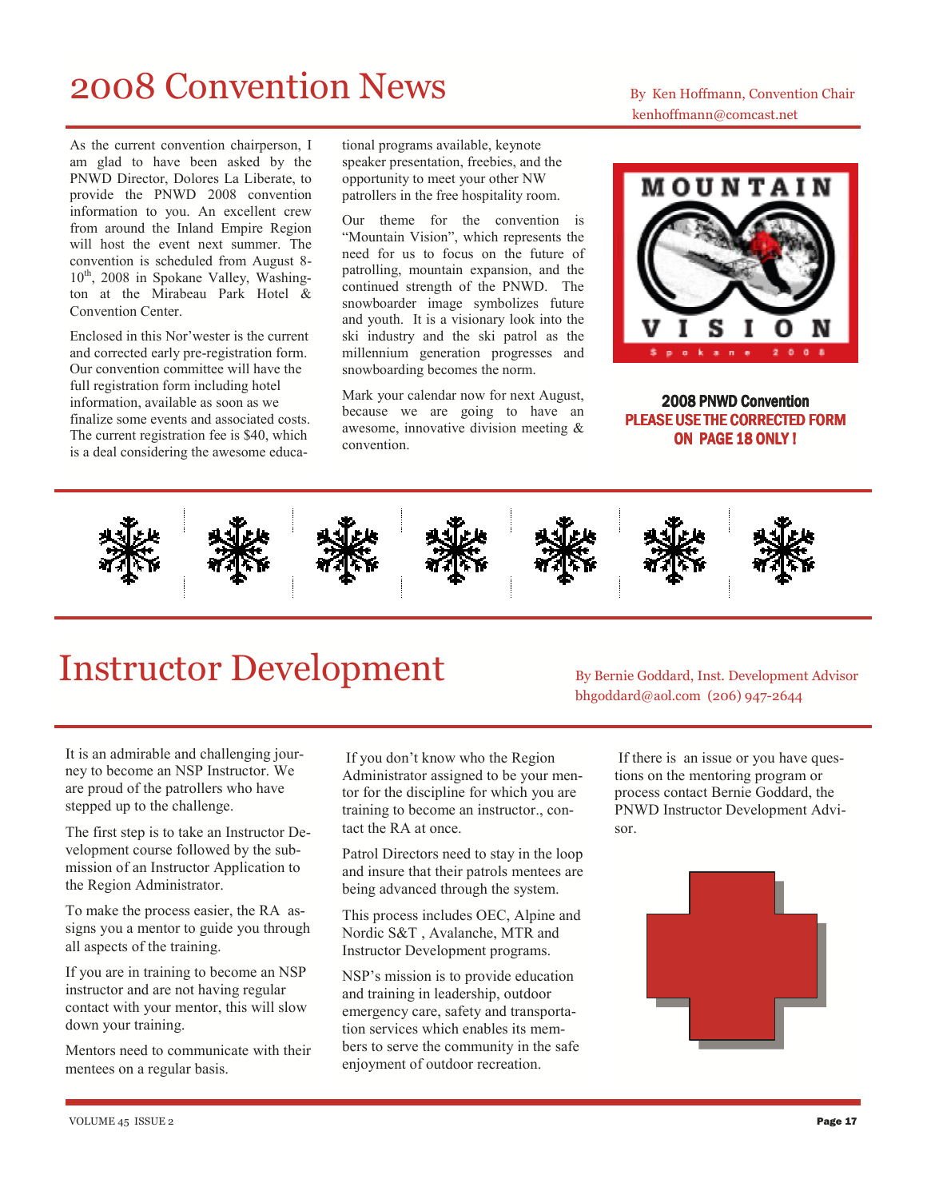# 2008 Convention News

By Ken Hoffmann, Convention Chair
kenhoffmann@comcast.net

As the current convention chairperson, I am glad to have been asked by the PNWD Director, Dolores La Liberate, to provide the PNWD 2008 convention information to you. An excellent crew from around the Inland Empire Region will host the event next summer. The convention is scheduled from August 8-10th, 2008 in Spokane Valley, Washington at the Mirabeau Park Hotel & Convention Center.

Enclosed in this Nor'wester is the current and corrected early pre-registration form. Our convention committee will have the full registration form including hotel information, available as soon as we finalize some events and associated costs. The current registration fee is $40, which is a deal considering the awesome educational programs available, keynote speaker presentation, freebies, and the opportunity to meet your other NW patrollers in the free hospitality room.

Our theme for the convention is "Mountain Vision", which represents the need for us to focus on the future of patrolling, mountain expansion, and the continued strength of the PNWD. The snowboarder image symbolizes future and youth. It is a visionary look into the ski industry and the ski patrol as the millennium generation progresses and snowboarding becomes the norm.

Mark your calendar now for next August, because we are going to have an awesome, innovative division meeting & convention.

MOUNTAIN VISION
Spokane 2008

**2008 PNWD Convention**
**PLEASE USE THE CORRECTED FORM ON PAGE 18 ONLY !**

# Instructor Development

By Bernie Goddard, Inst. Development Advisor
bhgoddard@aol.com (206) 947-2644

It is an admirable and challenging journey to become an NSP Instructor. We are proud of the patrollers who have stepped up to the challenge.

The first step is to take an Instructor Development course followed by the submission of an Instructor Application to the Region Administrator.

To make the process easier, the RA assigns you a mentor to guide you through all aspects of the training.

If you are in training to become an NSP instructor and are not having regular contact with your mentor, this will slow down your training.

Mentors need to communicate with their mentees on a regular basis.

If you don't know who the Region Administrator assigned to be your mentor for the discipline for which you are training to become an instructor., contact the RA at once.

Patrol Directors need to stay in the loop and insure that their patrols mentees are being advanced through the system.

This process includes OEC, Alpine and Nordic S&T , Avalanche, MTR and Instructor Development programs.

NSP's mission is to provide education and training in leadership, outdoor emergency care, safety and transportation services which enables its members to serve the community in the safe enjoyment of outdoor recreation.

If there is an issue or you have questions on the mentoring program or process contact Bernie Goddard, the PNWD Instructor Development Advisor.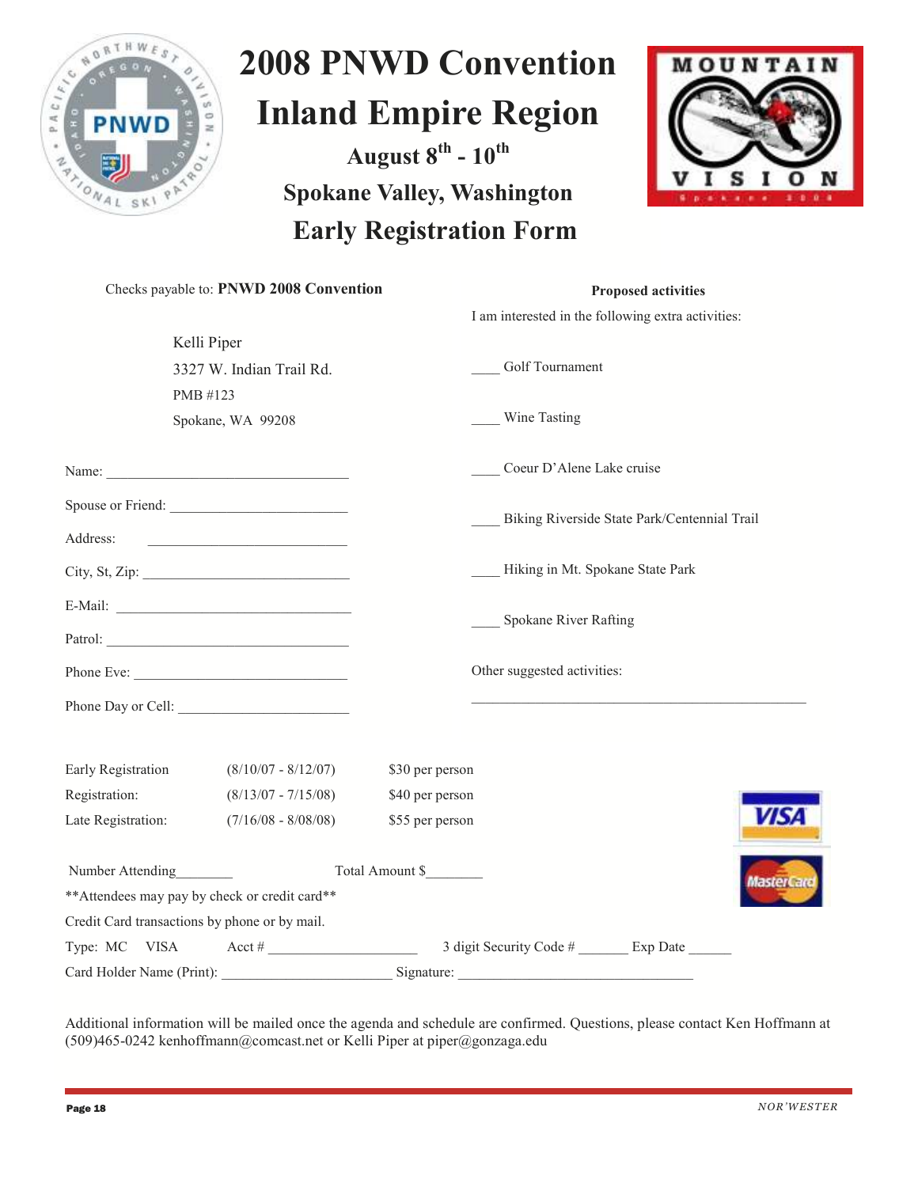# 2008 PNWD Convention

# Inland Empire Region

### August 8th - 10th

### Spokane Valley, Washington

## Early Registration Form

Checks payable to: **PNWD 2008 Convention**

Kelli Piper
3327 W. Indian Trail Rd.
PMB #123
Spokane, WA 99208

Name: ______________________________

Spouse or Friend: ______________________

Address: ____________________________

City, St, Zip: _________________________

E-Mail: _____________________________

Patrol: _____________________________

Phone Eve: __________________________

Phone Day or Cell: ____________________

**Proposed activities**

I am interested in the following extra activities:

____ Golf Tournament

____ Wine Tasting

____ Coeur D'Alene Lake cruise

____ Biking Riverside State Park/Centennial Trail

____ Hiking in Mt. Spokane State Park

____ Spokane River Rafting

Other suggested activities:

______________________________________________

| | | |
|---|---|---|
| Early Registration | (8/10/07 - 8/12/07) | $30 per person |
| Registration: | (8/13/07 - 7/15/08) | $40 per person |
| Late Registration: | (7/16/08 - 8/08/08) | $55 per person |

Number Attending________ Total Amount $________

**Attendees may pay by check or credit card**

Credit Card transactions by phone or by mail.

Type: MC VISA Acct # ____________________ 3 digit Security Code # _______ Exp Date ______

Card Holder Name (Print): ______________________ Signature: ________________________________

Additional information will be mailed once the agenda and schedule are confirmed. Questions, please contact Ken Hoffmann at (509)465-0242 kenhoffmann@comcast.net or Kelli Piper at piper@gonzaga.edu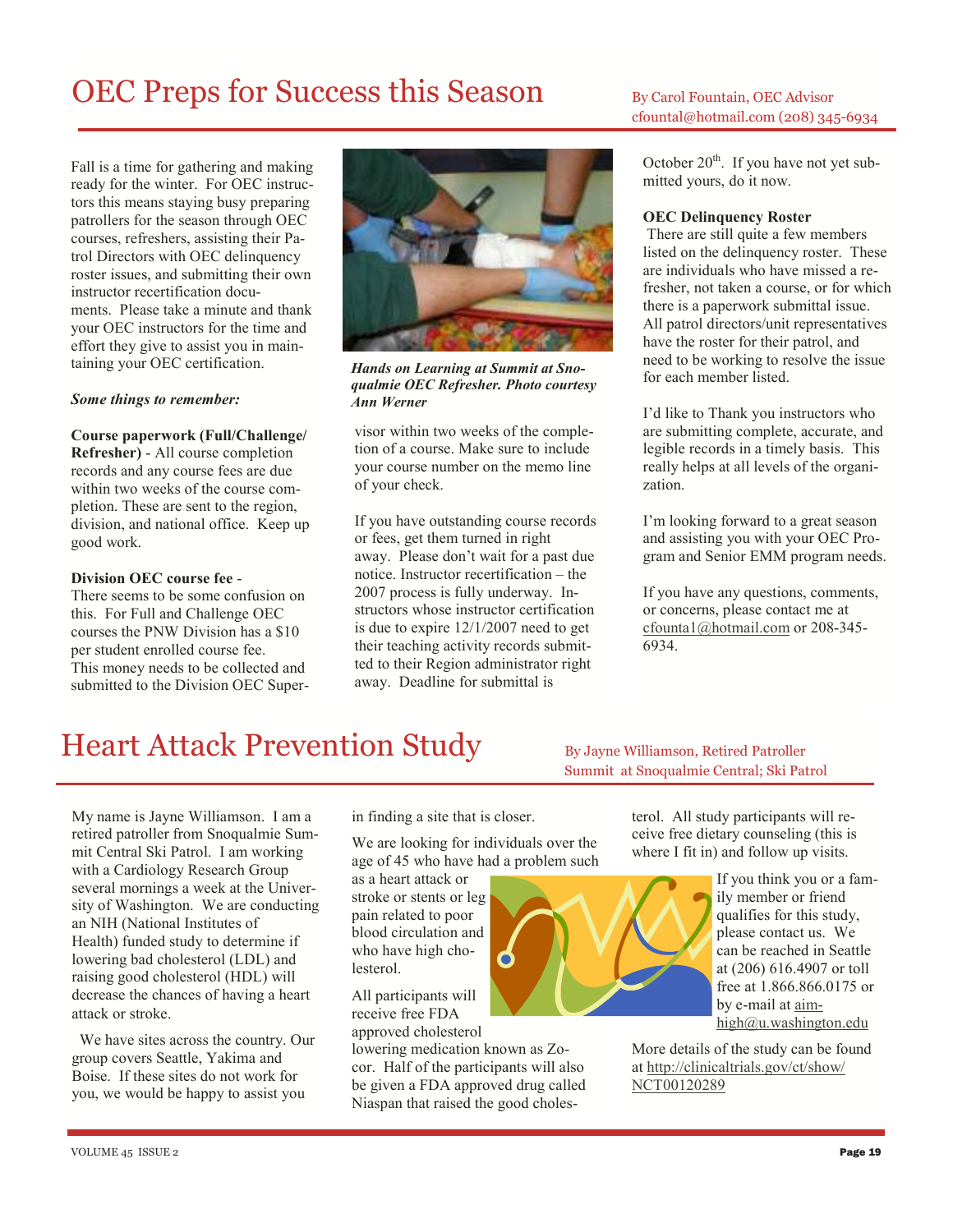# OEC Preps for Success this Season

By Carol Fountain, OEC Advisor
cfountal@hotmail.com (208) 345-6934

Fall is a time for gathering and making ready for the winter. For OEC instructors this means staying busy preparing patrollers for the season through OEC courses, refreshers, assisting their Patrol Directors with OEC delinquency roster issues, and submitting their own instructor recertification documents. Please take a minute and thank your OEC instructors for the time and effort they give to assist you in maintaining your OEC certification.

*Hands on Learning at Summit at Snoqualmie OEC Refresher. Photo courtesy Ann Werner*

***Some things to remember:***

**Course paperwork (Full/Challenge/Refresher)** - All course completion records and any course fees are due within two weeks of the course completion. These are sent to the region, division, and national office. Keep up good work.

**Division OEC course fee** - There seems to be some confusion on this. For Full and Challenge OEC courses the PNW Division has a $10 per student enrolled course fee. This money needs to be collected and submitted to the Division OEC Supervisor within two weeks of the completion of a course. Make sure to include your course number on the memo line of your check.

If you have outstanding course records or fees, get them turned in right away. Please don't wait for a past due notice. Instructor recertification – the 2007 process is fully underway. Instructors whose instructor certification is due to expire 12/1/2007 need to get their teaching activity records submitted to their Region administrator right away. Deadline for submittal is October 20th. If you have not yet submitted yours, do it now.

**OEC Delinquency Roster**

There are still quite a few members listed on the delinquency roster. These are individuals who have missed a refresher, not taken a course, or for which there is a paperwork submittal issue. All patrol directors/unit representatives have the roster for their patrol, and need to be working to resolve the issue for each member listed.

I'd like to Thank you instructors who are submitting complete, accurate, and legible records in a timely basis. This really helps at all levels of the organization.

I'm looking forward to a great season and assisting you with your OEC Program and Senior EMM program needs.

If you have any questions, comments, or concerns, please contact me at cfounta1@hotmail.com or 208-345-6934.

# Heart Attack Prevention Study

By Jayne Williamson, Retired Patroller
Summit at Snoqualmie Central; Ski Patrol

My name is Jayne Williamson. I am a retired patroller from Snoqualmie Summit Central Ski Patrol. I am working with a Cardiology Research Group several mornings a week at the University of Washington. We are conducting an NIH (National Institutes of Health) funded study to determine if lowering bad cholesterol (LDL) and raising good cholesterol (HDL) will decrease the chances of having a heart attack or stroke.

We have sites across the country. Our group covers Seattle, Yakima and Boise. If these sites do not work for you, we would be happy to assist you in finding a site that is closer.

We are looking for individuals over the age of 45 who have had a problem such as a heart attack or stroke or stents or leg pain related to poor blood circulation and who have high cholesterol.

All participants will receive free FDA approved cholesterol lowering medication known as Zocor. Half of the participants will also be given a FDA approved drug called Niaspan that raised the good cholesterol. All study participants will receive free dietary counseling (this is where I fit in) and follow up visits.

If you think you or a family member or friend qualifies for this study, please contact us. We can be reached in Seattle at (206) 616.4907 or toll free at 1.866.866.0175 or by e-mail at aim-high@u.washington.edu

More details of the study can be found at http://clinicaltrials.gov/ct/show/NCT00120289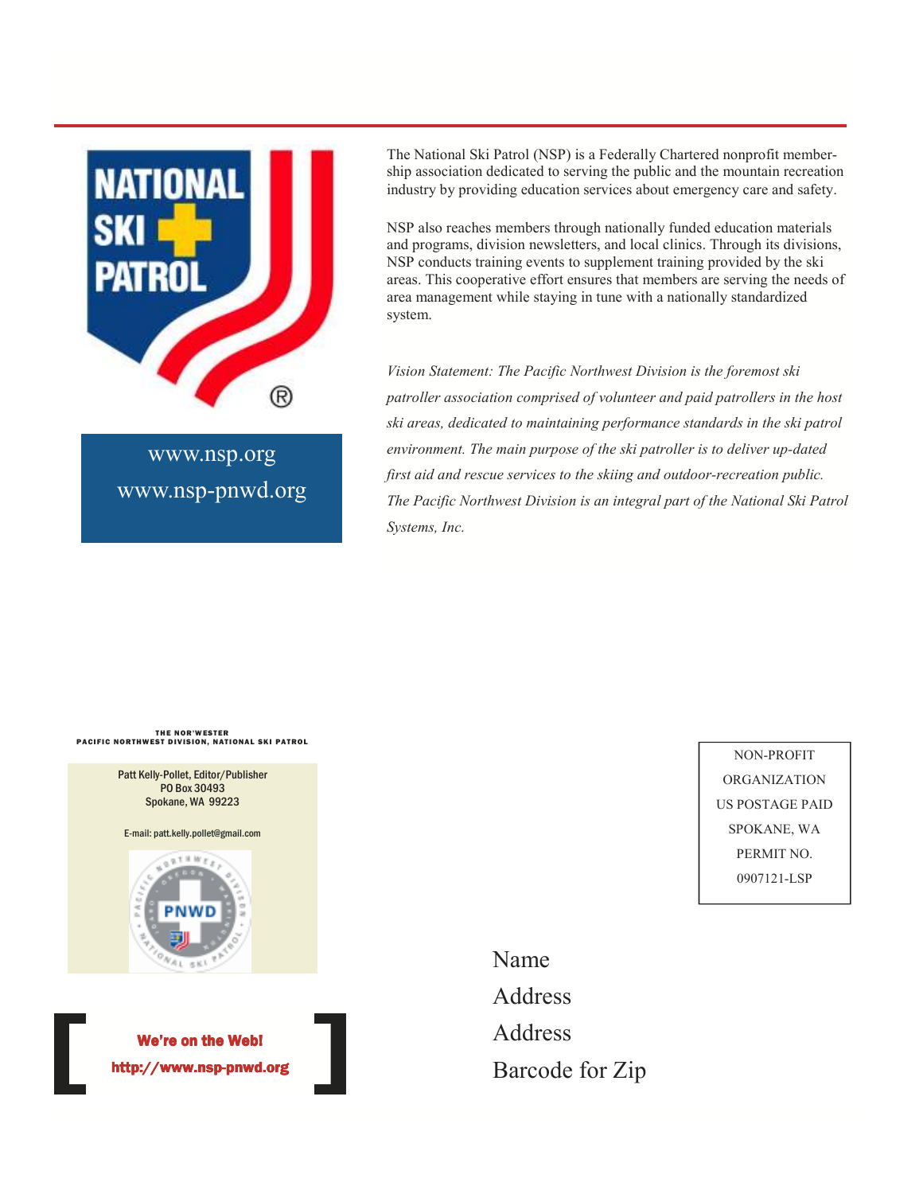NATIONAL SKI PATROL ®

www.nsp.org
www.nsp-pnwd.org

The National Ski Patrol (NSP) is a Federally Chartered nonprofit membership association dedicated to serving the public and the mountain recreation industry by providing education services about emergency care and safety.

NSP also reaches members through nationally funded education materials and programs, division newsletters, and local clinics. Through its divisions, NSP conducts training events to supplement training provided by the ski areas. This cooperative effort ensures that members are serving the needs of area management while staying in tune with a nationally standardized system.

*Vision Statement: The Pacific Northwest Division is the foremost ski patroller association comprised of volunteer and paid patrollers in the host ski areas, dedicated to maintaining performance standards in the ski patrol environment. The main purpose of the ski patroller is to deliver up-dated first aid and rescue services to the skiing and outdoor-recreation public. The Pacific Northwest Division is an integral part of the National Ski Patrol Systems, Inc.*

**THE NOR'WESTER**
**PACIFIC NORTHWEST DIVISION, NATIONAL SKI PATROL**

Patt Kelly-Pollet, Editor/Publisher
PO Box 30493
Spokane, WA 99223

E-mail: patt.kelly.pollet@gmail.com

PNWD

**We're on the Web!**
**http://www.nsp-pnwd.org**

NON-PROFIT
ORGANIZATION
US POSTAGE PAID
SPOKANE, WA
PERMIT NO.
0907121-LSP

Name
Address
Address
Barcode for Zip